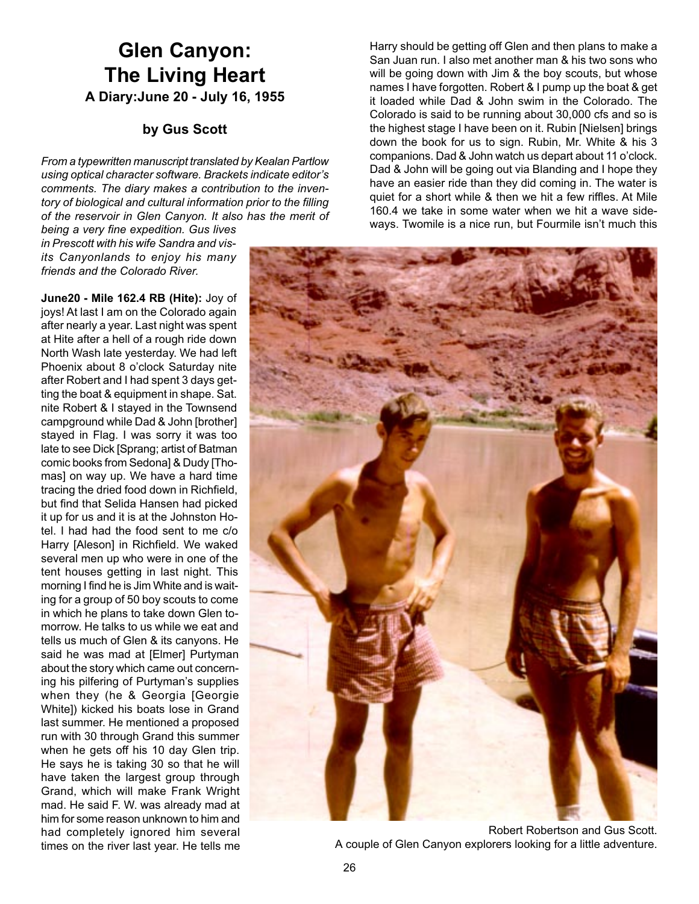# Glen Canyon: The Living Heart

### A Diary: June 20 - July 16, 1955

### by Gus Scott

*From a typewritten manuscript translated by Kealan Partlow using optical character software. Brackets indicate editor's comments. The diary makes a contribution to the inventory of biological and cultural information prior to the filling of the reservoir in Glen Canyon. It also has the merit of being a very fine expedition. Gus lives in Prescott with his wife Sandra and visits Canyonlands to enjoy his many friends and the Colorado River.*

**June20 - Mile 162.4 RB (Hite):** Joy of joys! At last I am on the Colorado again after nearly a year. Last night was spent at Hite after a hell of a rough ride down North Wash late yesterday. We had left Phoenix about 8 o'clock Saturday nite after Robert and I had spent 3 days getting the boat & equipment in shape. Sat. nite Robert & I stayed in the Townsend campground while Dad & John [brother] stayed in Flag. I was sorry it was too late to see Dick [Sprang; artist of Batman comic books from Sedona] & Dudy [Thomas] on way up. We have a hard time tracing the dried food down in Richfield, but find that Selida Hansen had picked it up for us and it is at the Johnston Hotel. I had had the food sent to me c/o Harry [Aleson] in Richfield. We waked several men up who were in one of the tent houses getting in last night. This morning I find he is Jim White and is waiting for a group of 50 boy scouts to come in which he plans to take down Glen tomorrow. He talks to us while we eat and tells us much of Glen & its canyons. He said he was mad at [Elmer] Purtyman about the story which came out concerning his pilfering of Purtyman's supplies when they (he & Georgia [Georgie White]) kicked his boats lose in Grand last summer. He mentioned a proposed run with 30 through Grand this summer when he gets off his 10 day Glen trip. He says he is taking 30 so that he will have taken the largest group through Grand, which will make Frank Wright mad. He said F. W. was already mad at him for some reason unknown to him and had completely ignored him several times on the river last year. He tells me Harry should be getting off Glen and then plans to make a San Juan run. I also met another man & his two sons who will be going down with Jim & the boy scouts, but whose names I have forgotten. Robert & I pump up the boat & get it loaded while Dad & John swim in the Colorado. The Colorado is said to be running about 30,000 cfs and so is the highest stage I have been on it. Rubin [Nielsen] brings down the book for us to sign. Rubin, Mr. White & his 3 companions. Dad & John watch us depart about 11 o'clock. Dad & John will be going out via Blanding and I hope they have an easier ride than they did coming in. The water is quiet for a short while & then we hit a few riffles. At Mile 160.4 we take in some water when we hit a wave sideways. Twomile is a nice run, but Fourmile isn't much this

Robert Robertson and Gus Scott.
A couple of Glen Canyon explorers looking for a little adventure.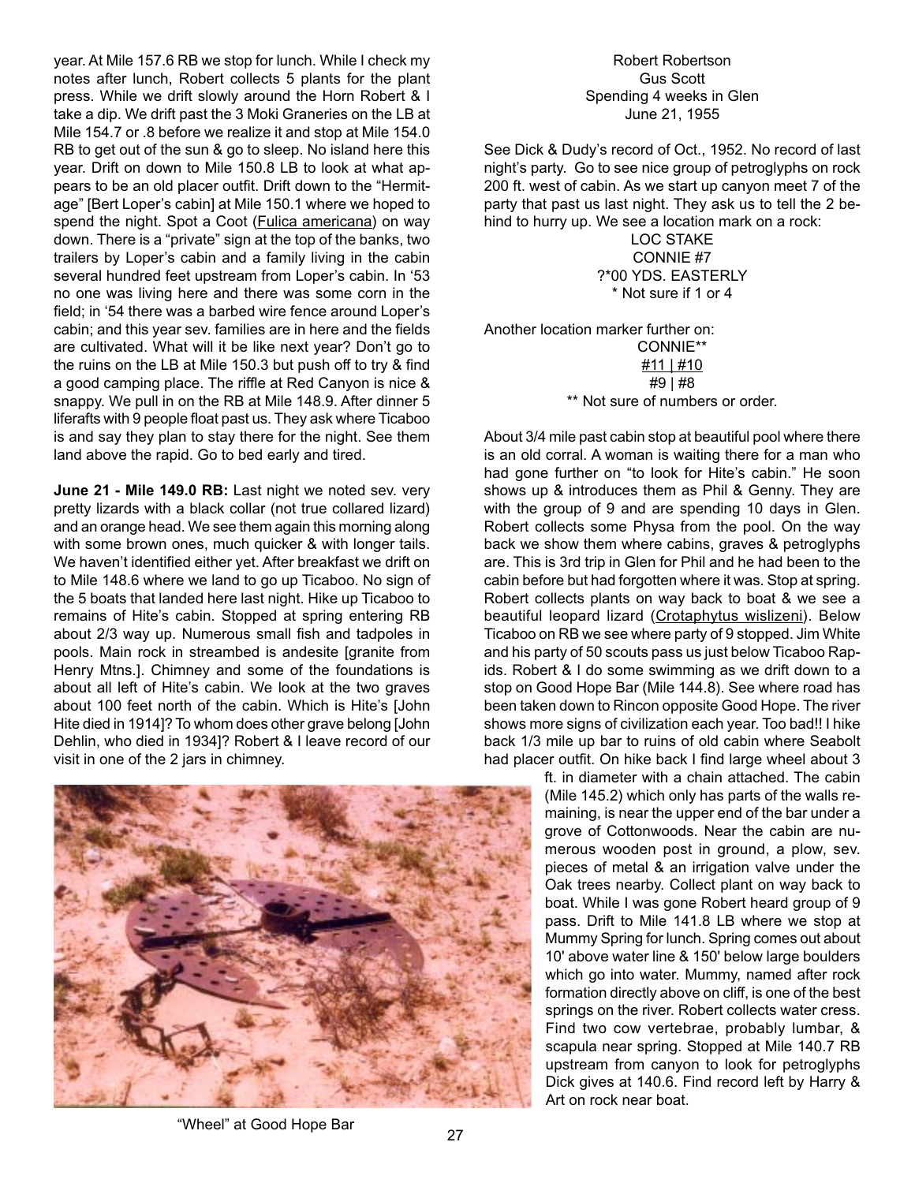year. At Mile 157.6 RB we stop for lunch. While I check my notes after lunch, Robert collects 5 plants for the plant press. While we drift slowly around the Horn Robert & I take a dip. We drift past the 3 Moki Graneries on the LB at Mile 154.7 or .8 before we realize it and stop at Mile 154.0 RB to get out of the sun & go to sleep. No island here this year. Drift on down to Mile 150.8 LB to look at what appears to be an old placer outfit. Drift down to the "Hermitage" [Bert Loper's cabin] at Mile 150.1 where we hoped to spend the night. Spot a Coot (Fulica americana) on way down. There is a "private" sign at the top of the banks, two trailers by Loper's cabin and a family living in the cabin several hundred feet upstream from Loper's cabin. In '53 no one was living here and there was some corn in the field; in '54 there was a barbed wire fence around Loper's cabin; and this year sev. families are in here and the fields are cultivated. What will it be like next year? Don't go to the ruins on the LB at Mile 150.3 but push off to try & find a good camping place. The riffle at Red Canyon is nice & snappy. We pull in on the RB at Mile 148.9. After dinner 5 liferafts with 9 people float past us. They ask where Ticaboo is and say they plan to stay there for the night. See them land above the rapid. Go to bed early and tired.

**June 21 - Mile 149.0 RB:** Last night we noted sev. very pretty lizards with a black collar (not true collared lizard) and an orange head. We see them again this morning along with some brown ones, much quicker & with longer tails. We haven't identified either yet. After breakfast we drift on to Mile 148.6 where we land to go up Ticaboo. No sign of the 5 boats that landed here last night. Hike up Ticaboo to remains of Hite's cabin. Stopped at spring entering RB about 2/3 way up. Numerous small fish and tadpoles in pools. Main rock in streambed is andesite [granite from Henry Mtns.]. Chimney and some of the foundations is about all left of Hite's cabin. We look at the two graves about 100 feet north of the cabin. Which is Hite's [John Hite died in 1914]? To whom does other grave belong [John Dehlin, who died in 1934]? Robert & I leave record of our visit in one of the 2 jars in chimney.

Robert Robertson
Gus Scott
Spending 4 weeks in Glen
June 21, 1955

See Dick & Dudy's record of Oct., 1952. No record of last night's party. Go to see nice group of petroglyphs on rock 200 ft. west of cabin. As we start up canyon meet 7 of the party that past us last night. They ask us to tell the 2 behind to hurry up. We see a location mark on a rock:

LOC STAKE
CONNIE #7
?*00 YDS. EASTERLY
* Not sure if 1 or 4

Another location marker further on:

CONNIE**
#11 | #10
#9 | #8
** Not sure of numbers or order.

About 3/4 mile past cabin stop at beautiful pool where there is an old corral. A woman is waiting there for a man who had gone further on "to look for Hite's cabin." He soon shows up & introduces them as Phil & Genny. They are with the group of 9 and are spending 10 days in Glen. Robert collects some Physa from the pool. On the way back we show them where cabins, graves & petroglyphs are. This is 3rd trip in Glen for Phil and he had been to the cabin before but had forgotten where it was. Stop at spring. Robert collects plants on way back to boat & we see a beautiful leopard lizard (Crotaphytus wislizeni). Below Ticaboo on RB we see where party of 9 stopped. Jim White and his party of 50 scouts pass us just below Ticaboo Rapids. Robert & I do some swimming as we drift down to a stop on Good Hope Bar (Mile 144.8). See where road has been taken down to Rincon opposite Good Hope. The river shows more signs of civilization each year. Too bad!! I hike back 1/3 mile up bar to ruins of old cabin where Seabolt had placer outfit. On hike back I find large wheel about 3 ft. in diameter with a chain attached. The cabin (Mile 145.2) which only has parts of the walls remaining, is near the upper end of the bar under a grove of Cottonwoods. Near the cabin are numerous wooden post in ground, a plow, sev. pieces of metal & an irrigation valve under the Oak trees nearby. Collect plant on way back to boat. While I was gone Robert heard group of 9 pass. Drift to Mile 141.8 LB where we stop at Mummy Spring for lunch. Spring comes out about 10' above water line & 150' below large boulders which go into water. Mummy, named after rock formation directly above on cliff, is one of the best springs on the river. Robert collects water cress. Find two cow vertebrae, probably lumbar, & scapula near spring. Stopped at Mile 140.7 RB upstream from canyon to look for petroglyphs Dick gives at 140.6. Find record left by Harry & Art on rock near boat.

"Wheel" at Good Hope Bar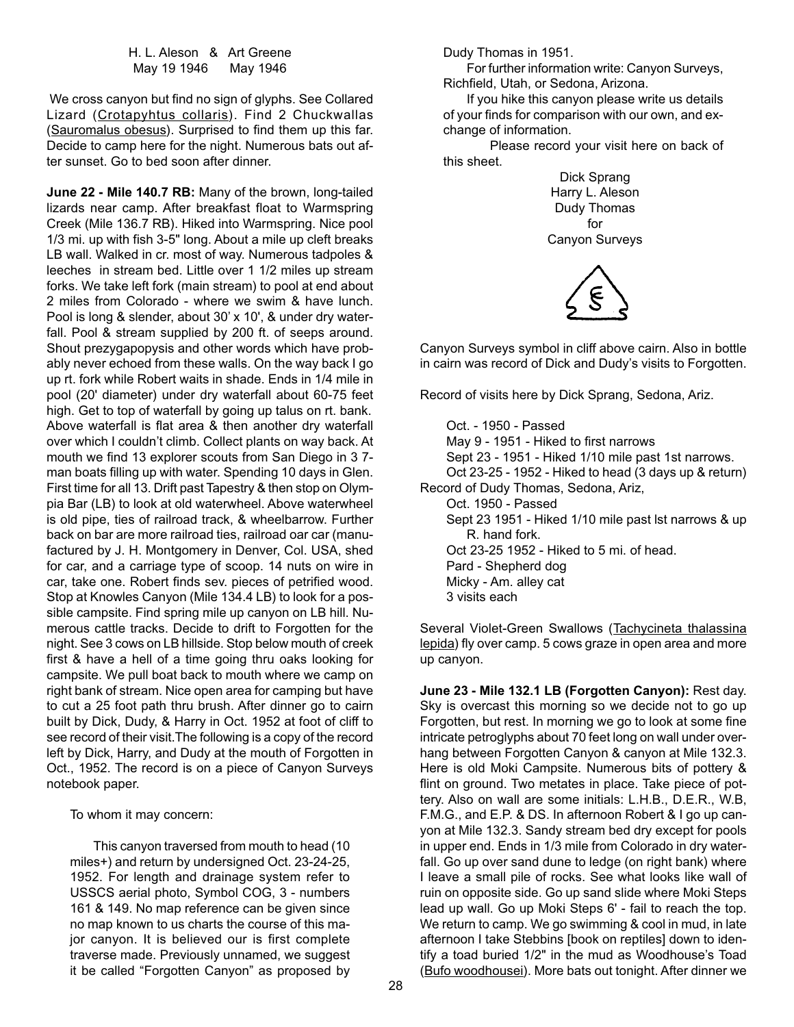H. L. Aleson & Art Greene
May 19 1946 May 1946

We cross canyon but find no sign of glyphs. See Collared Lizard (Crotapyhtus collaris). Find 2 Chuckwallas (Sauromalus obesus). Surprised to find them up this far. Decide to camp here for the night. Numerous bats out after sunset. Go to bed soon after dinner.

**June 22 - Mile 140.7 RB:** Many of the brown, long-tailed lizards near camp. After breakfast float to Warmspring Creek (Mile 136.7 RB). Hiked into Warmspring. Nice pool 1/3 mi. up with fish 3-5" long. About a mile up cleft breaks LB wall. Walked in cr. most of way. Numerous tadpoles & leeches in stream bed. Little over 1 1/2 miles up stream forks. We take left fork (main stream) to pool at end about 2 miles from Colorado - where we swim & have lunch. Pool is long & slender, about 30' x 10', & under dry waterfall. Pool & stream supplied by 200 ft. of seeps around. Shout prezygapopysis and other words which have probably never echoed from these walls. On the way back I go up rt. fork while Robert waits in shade. Ends in 1/4 mile in pool (20' diameter) under dry waterfall about 60-75 feet high. Get to top of waterfall by going up talus on rt. bank. Above waterfall is flat area & then another dry waterfall over which I couldn't climb. Collect plants on way back. At mouth we find 13 explorer scouts from San Diego in 3 7-man boats filling up with water. Spending 10 days in Glen. First time for all 13. Drift past Tapestry & then stop on Olympia Bar (LB) to look at old waterwheel. Above waterwheel is old pipe, ties of railroad track, & wheelbarrow. Further back on bar are more railroad ties, railroad oar car (manufactured by J. H. Montgomery in Denver, Col. USA, shed for car, and a carriage type of scoop. 14 nuts on wire in car, take one. Robert finds sev. pieces of petrified wood. Stop at Knowles Canyon (Mile 134.4 LB) to look for a possible campsite. Find spring mile up canyon on LB hill. Numerous cattle tracks. Decide to drift to Forgotten for the night. See 3 cows on LB hillside. Stop below mouth of creek first & have a hell of a time going thru oaks looking for campsite. We pull boat back to mouth where we camp on right bank of stream. Nice open area for camping but have to cut a 25 foot path thru brush. After dinner go to cairn built by Dick, Dudy, & Harry in Oct. 1952 at foot of cliff to see record of their visit.The following is a copy of the record left by Dick, Harry, and Dudy at the mouth of Forgotten in Oct., 1952. The record is on a piece of Canyon Surveys notebook paper.

To whom it may concern:

This canyon traversed from mouth to head (10 miles+) and return by undersigned Oct. 23-24-25, 1952. For length and drainage system refer to USSCS aerial photo, Symbol COG, 3 - numbers 161 & 149. No map reference can be given since no map known to us charts the course of this major canyon. It is believed our is first complete traverse made. Previously unnamed, we suggest it be called "Forgotten Canyon" as proposed by Dudy Thomas in 1951.

For further information write: Canyon Surveys, Richfield, Utah, or Sedona, Arizona.

If you hike this canyon please write us details of your finds for comparison with our own, and exchange of information.

Please record your visit here on back of this sheet.

Dick Sprang
Harry L. Aleson
Dudy Thomas
for
Canyon Surveys

Canyon Surveys symbol in cliff above cairn. Also in bottle in cairn was record of Dick and Dudy's visits to Forgotten.

Record of visits here by Dick Sprang, Sedona, Ariz.

Oct. - 1950 - Passed
May 9 - 1951 - Hiked to first narrows
Sept 23 - 1951 - Hiked 1/10 mile past 1st narrows.
Oct 23-25 - 1952 - Hiked to head (3 days up & return)

Record of Dudy Thomas, Sedona, Ariz,
Oct. 1950 - Passed
Sept 23 1951 - Hiked 1/10 mile past lst narrows & up R. hand fork.
Oct 23-25 1952 - Hiked to 5 mi. of head.
Pard - Shepherd dog
Micky - Am. alley cat
3 visits each

Several Violet-Green Swallows (Tachycineta thalassina lepida) fly over camp. 5 cows graze in open area and more up canyon.

**June 23 - Mile 132.1 LB (Forgotten Canyon):** Rest day. Sky is overcast this morning so we decide not to go up Forgotten, but rest. In morning we go to look at some fine intricate petroglyphs about 70 feet long on wall under overhang between Forgotten Canyon & canyon at Mile 132.3. Here is old Moki Campsite. Numerous bits of pottery & flint on ground. Two metates in place. Take piece of pottery. Also on wall are some initials: L.H.B., D.E.R., W.B, F.M.G., and E.P. & DS. In afternoon Robert & I go up canyon at Mile 132.3. Sandy stream bed dry except for pools in upper end. Ends in 1/3 mile from Colorado in dry waterfall. Go up over sand dune to ledge (on right bank) where I leave a small pile of rocks. See what looks like wall of ruin on opposite side. Go up sand slide where Moki Steps lead up wall. Go up Moki Steps 6' - fail to reach the top. We return to camp. We go swimming & cool in mud, in late afternoon I take Stebbins [book on reptiles] down to identify a toad buried 1/2" in the mud as Woodhouse's Toad (Bufo woodhousei). More bats out tonight. After dinner we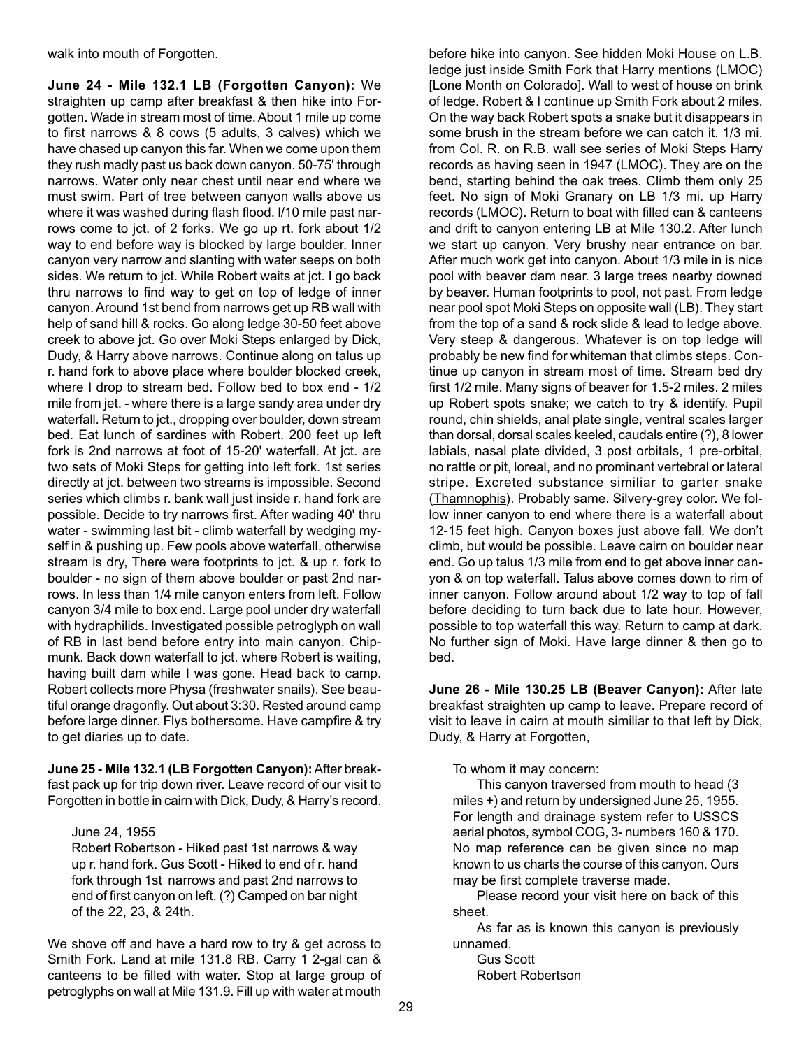walk into mouth of Forgotten.

**June 24 - Mile 132.1 LB (Forgotten Canyon):** We straighten up camp after breakfast & then hike into Forgotten. Wade in stream most of time. About 1 mile up come to first narrows & 8 cows (5 adults, 3 calves) which we have chased up canyon this far. When we come upon them they rush madly past us back down canyon. 50-75' through narrows. Water only near chest until near end where we must swim. Part of tree between canyon walls above us where it was washed during flash flood. l/10 mile past narrows come to jct. of 2 forks. We go up rt. fork about 1/2 way to end before way is blocked by large boulder. Inner canyon very narrow and slanting with water seeps on both sides. We return to jct. While Robert waits at jct. I go back thru narrows to find way to get on top of ledge of inner canyon. Around 1st bend from narrows get up RB wall with help of sand hill & rocks. Go along ledge 30-50 feet above creek to above jct. Go over Moki Steps enlarged by Dick, Dudy, & Harry above narrows. Continue along on talus up r. hand fork to above place where boulder blocked creek, where I drop to stream bed. Follow bed to box end - 1/2 mile from jct. - where there is a large sandy area under dry waterfall. Return to jct., dropping over boulder, down stream bed. Eat lunch of sardines with Robert. 200 feet up left fork is 2nd narrows at foot of 15-20' waterfall. At jct. are two sets of Moki Steps for getting into left fork. 1st series directly at jct. between two streams is impossible. Second series which climbs r. bank wall just inside r. hand fork are possible. Decide to try narrows first. After wading 40' thru water - swimming last bit - climb waterfall by wedging myself in & pushing up. Few pools above waterfall, otherwise stream is dry, There were footprints to jct. & up r. fork to boulder - no sign of them above boulder or past 2nd narrows. In less than 1/4 mile canyon enters from left. Follow canyon 3/4 mile to box end. Large pool under dry waterfall with hydraphilids. Investigated possible petroglyph on wall of RB in last bend before entry into main canyon. Chipmunk. Back down waterfall to jct. where Robert is waiting, having built dam while I was gone. Head back to camp. Robert collects more Physa (freshwater snails). See beautiful orange dragonfly. Out about 3:30. Rested around camp before large dinner. Flys bothersome. Have campfire & try to get diaries up to date.

**June 25 - Mile 132.1 (LB Forgotten Canyon):** After breakfast pack up for trip down river. Leave record of our visit to Forgotten in bottle in cairn with Dick, Dudy, & Harry's record.

> June 24, 1955
> Robert Robertson - Hiked past 1st narrows & way up r. hand fork. Gus Scott - Hiked to end of r. hand fork through 1st narrows and past 2nd narrows to end of first canyon on left. (?) Camped on bar night of the 22, 23, & 24th.

We shove off and have a hard row to try & get across to Smith Fork. Land at mile 131.8 RB. Carry 1 2-gal can & canteens to be filled with water. Stop at large group of petroglyphs on wall at Mile 131.9. Fill up with water at mouth before hike into canyon. See hidden Moki House on L.B. ledge just inside Smith Fork that Harry mentions (LMOC) [Lone Month on Colorado]. Wall to west of house on brink of ledge. Robert & I continue up Smith Fork about 2 miles. On the way back Robert spots a snake but it disappears in some brush in the stream before we can catch it. 1/3 mi. from Col. R. on R.B. wall see series of Moki Steps Harry records as having seen in 1947 (LMOC). They are on the bend, starting behind the oak trees. Climb them only 25 feet. No sign of Moki Granary on LB 1/3 mi. up Harry records (LMOC). Return to boat with filled can & canteens and drift to canyon entering LB at Mile 130.2. After lunch we start up canyon. Very brushy near entrance on bar. After much work get into canyon. About 1/3 mile in is nice pool with beaver dam near. 3 large trees nearby downed by beaver. Human footprints to pool, not past. From ledge near pool spot Moki Steps on opposite wall (LB). They start from the top of a sand & rock slide & lead to ledge above. Very steep & dangerous. Whatever is on top ledge will probably be new find for whiteman that climbs steps. Continue up canyon in stream most of time. Stream bed dry first 1/2 mile. Many signs of beaver for 1.5-2 miles. 2 miles up Robert spots snake; we catch to try & identify. Pupil round, chin shields, anal plate single, ventral scales larger than dorsal, dorsal scales keeled, caudals entire (?), 8 lower labials, nasal plate divided, 3 post orbitals, 1 pre-orbital, no rattle or pit, loreal, and no prominant vertebral or lateral stripe. Excreted substance similiar to garter snake (Thamnophis). Probably same. Silvery-grey color. We follow inner canyon to end where there is a waterfall about 12-15 feet high. Canyon boxes just above fall. We don't climb, but would be possible. Leave cairn on boulder near end. Go up talus 1/3 mile from end to get above inner canyon & on top waterfall. Talus above comes down to rim of inner canyon. Follow around about 1/2 way to top of fall before deciding to turn back due to late hour. However, possible to top waterfall this way. Return to camp at dark. No further sign of Moki. Have large dinner & then go to bed.

**June 26 - Mile 130.25 LB (Beaver Canyon):** After late breakfast straighten up camp to leave. Prepare record of visit to leave in cairn at mouth similiar to that left by Dick, Dudy, & Harry at Forgotten,

> To whom it may concern:
>
> This canyon traversed from mouth to head (3 miles +) and return by undersigned June 25, 1955. For length and drainage system refer to USSCS aerial photos, symbol COG, 3- numbers 160 & 170. No map reference can be given since no map known to us charts the course of this canyon. Ours may be first complete traverse made.
>
> Please record your visit here on back of this sheet.
>
> As far as is known this canyon is previously unnamed.
>
> Gus Scott
> Robert Robertson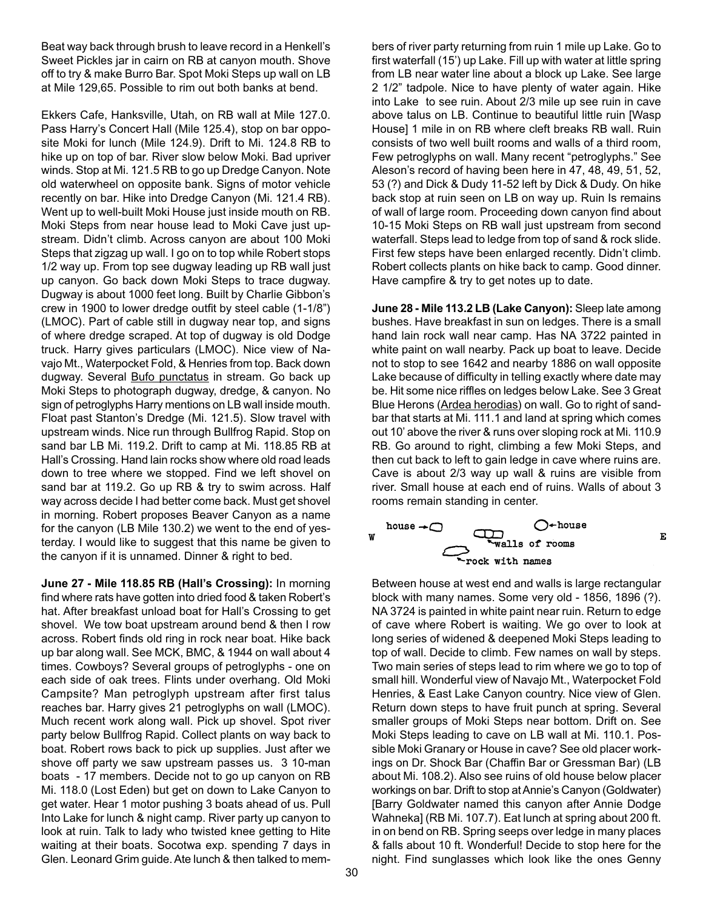Beat way back through brush to leave record in a Henkell's Sweet Pickles jar in cairn on RB at canyon mouth. Shove off to try & make Burro Bar. Spot Moki Steps up wall on LB at Mile 129,65. Possible to rim out both banks at bend.

Ekkers Cafe, Hanksville, Utah, on RB wall at Mile 127.0. Pass Harry's Concert Hall (Mile 125.4), stop on bar opposite Moki for lunch (Mile 124.9). Drift to Mi. 124.8 RB to hike up on top of bar. River slow below Moki. Bad upriver winds. Stop at Mi. 121.5 RB to go up Dredge Canyon. Note old waterwheel on opposite bank. Signs of motor vehicle recently on bar. Hike into Dredge Canyon (Mi. 121.4 RB). Went up to well-built Moki House just inside mouth on RB. Moki Steps from near house lead to Moki Cave just upstream. Didn't climb. Across canyon are about 100 Moki Steps that zigzag up wall. I go on to top while Robert stops 1/2 way up. From top see dugway leading up RB wall just up canyon. Go back down Moki Steps to trace dugway. Dugway is about 1000 feet long. Built by Charlie Gibbon's crew in 1900 to lower dredge outfit by steel cable (1-1/8") (LMOC). Part of cable still in dugway near top, and signs of where dredge scraped. At top of dugway is old Dodge truck. Harry gives particulars (LMOC). Nice view of Navajo Mt., Waterpocket Fold, & Henries from top. Back down dugway. Several Bufo punctatus in stream. Go back up Moki Steps to photograph dugway, dredge, & canyon. No sign of petroglyphs Harry mentions on LB wall inside mouth. Float past Stanton's Dredge (Mi. 121.5). Slow travel with upstream winds. Nice run through Bullfrog Rapid. Stop on sand bar LB Mi. 119.2. Drift to camp at Mi. 118.85 RB at Hall's Crossing. Hand lain rocks show where old road leads down to tree where we stopped. Find we left shovel on sand bar at 119.2. Go up RB & try to swim across. Half way across decide I had better come back. Must get shovel in morning. Robert proposes Beaver Canyon as a name for the canyon (LB Mile 130.2) we went to the end of yesterday. I would like to suggest that this name be given to the canyon if it is unnamed. Dinner & right to bed.

**June 27 - Mile 118.85 RB (Hall's Crossing):** In morning find where rats have gotten into dried food & taken Robert's hat. After breakfast unload boat for Hall's Crossing to get shovel. We tow boat upstream around bend & then I row across. Robert finds old ring in rock near boat. Hike back up bar along wall. See MCK, BMC, & 1944 on wall about 4 times. Cowboys? Several groups of petroglyphs - one on each side of oak trees. Flints under overhang. Old Moki Campsite? Man petroglyph upstream after first talus reaches bar. Harry gives 21 petroglyphs on wall (LMOC). Much recent work along wall. Pick up shovel. Spot river party below Bullfrog Rapid. Collect plants on way back to boat. Robert rows back to pick up supplies. Just after we shove off party we saw upstream passes us. 3 10-man boats - 17 members. Decide not to go up canyon on RB Mi. 118.0 (Lost Eden) but get on down to Lake Canyon to get water. Hear 1 motor pushing 3 boats ahead of us. Pull Into Lake for lunch & night camp. River party up canyon to look at ruin. Talk to lady who twisted knee getting to Hite waiting at their boats. Socotwa exp. spending 7 days in Glen. Leonard Grim guide. Ate lunch & then talked to members of river party returning from ruin 1 mile up Lake. Go to first waterfall (15') up Lake. Fill up with water at little spring from LB near water line about a block up Lake. See large 2 1/2" tadpole. Nice to have plenty of water again. Hike into Lake to see ruin. About 2/3 mile up see ruin in cave above talus on LB. Continue to beautiful little ruin [Wasp House] 1 mile in on RB where cleft breaks RB wall. Ruin consists of two well built rooms and walls of a third room, Few petroglyphs on wall. Many recent "petroglyphs." See Aleson's record of having been here in 47, 48, 49, 51, 52, 53 (?) and Dick & Dudy 11-52 left by Dick & Dudy. On hike back stop at ruin seen on LB on way up. Ruin Is remains of wall of large room. Proceeding down canyon find about 10-15 Moki Steps on RB wall just upstream from second waterfall. Steps lead to ledge from top of sand & rock slide. First few steps have been enlarged recently. Didn't climb. Robert collects plants on hike back to camp. Good dinner. Have campfire & try to get notes up to date.

**June 28 - Mile 113.2 LB (Lake Canyon):** Sleep late among bushes. Have breakfast in sun on ledges. There is a small hand lain rock wall near camp. Has NA 3722 painted in white paint on wall nearby. Pack up boat to leave. Decide not to stop to see 1642 and nearby 1886 on wall opposite Lake because of difficulty in telling exactly where date may be. Hit some nice riffles on ledges below Lake. See 3 Great Blue Herons (Ardea herodias) on wall. Go to right of sandbar that starts at Mi. 111.1 and land at spring which comes out 10' above the river & runs over sloping rock at Mi. 110.9 RB. Go around to right, climbing a few Moki Steps, and then cut back to left to gain ledge in cave where ruins are. Cave is about 2/3 way up wall & ruins are visible from river. Small house at each end of ruins. Walls of about 3 rooms remain standing in center.

```
W   house →○        ○○○            ○←house        E
                    ↖walls of rooms
              ○
               ↖rock with names
```

Between house at west end and walls is large rectangular block with many names. Some very old - 1856, 1896 (?). NA 3724 is painted in white paint near ruin. Return to edge of cave where Robert is waiting. We go over to look at long series of widened & deepened Moki Steps leading to top of wall. Decide to climb. Few names on wall by steps. Two main series of steps lead to rim where we go to top of small hill. Wonderful view of Navajo Mt., Waterpocket Fold Henries, & East Lake Canyon country. Nice view of Glen. Return down steps to have fruit punch at spring. Several smaller groups of Moki Steps near bottom. Drift on. See Moki Steps leading to cave on LB wall at Mi. 110.1. Possible Moki Granary or House in cave? See old placer workings on Dr. Shock Bar (Chaffin Bar or Gressman Bar) (LB about Mi. 108.2). Also see ruins of old house below placer workings on bar. Drift to stop at Annie's Canyon (Goldwater) [Barry Goldwater named this canyon after Annie Dodge Wahneka] (RB Mi. 107.7). Eat lunch at spring about 200 ft. in on bend on RB. Spring seeps over ledge in many places & falls about 10 ft. Wonderful! Decide to stop here for the night. Find sunglasses which look like the ones Genny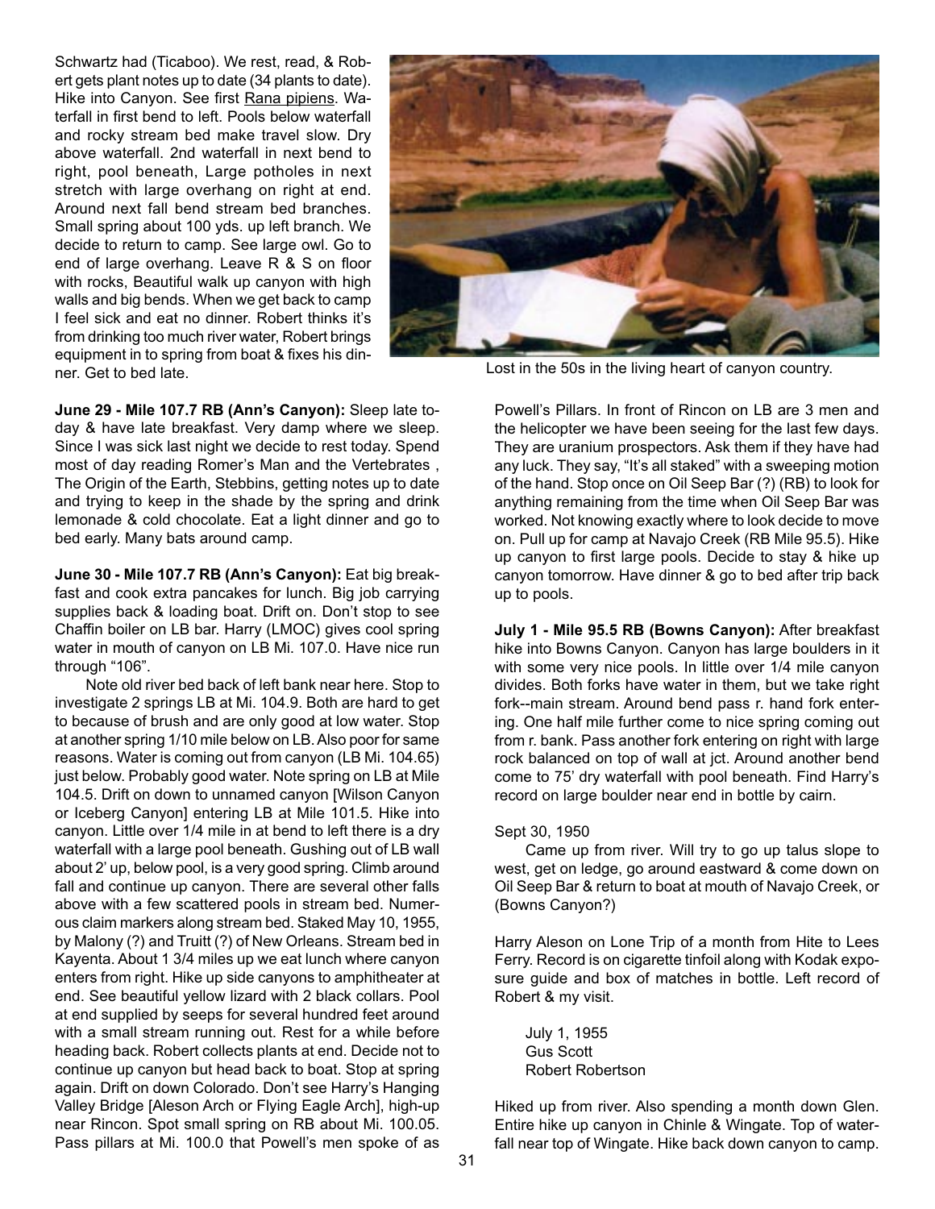Schwartz had (Ticaboo). We rest, read, & Robert gets plant notes up to date (34 plants to date). Hike into Canyon. See first Rana pipiens. Waterfall in first bend to left. Pools below waterfall and rocky stream bed make travel slow. Dry above waterfall. 2nd waterfall in next bend to right, pool beneath, Large potholes in next stretch with large overhang on right at end. Around next fall bend stream bed branches. Small spring about 100 yds. up left branch. We decide to return to camp. See large owl. Go to end of large overhang. Leave R & S on floor with rocks, Beautiful walk up canyon with high walls and big bends. When we get back to camp I feel sick and eat no dinner. Robert thinks it's from drinking too much river water, Robert brings equipment in to spring from boat & fixes his dinner. Get to bed late.

Lost in the 50s in the living heart of canyon country.

**June 29 - Mile 107.7 RB (Ann's Canyon):** Sleep late today & have late breakfast. Very damp where we sleep. Since I was sick last night we decide to rest today. Spend most of day reading Romer's Man and the Vertebrates , The Origin of the Earth, Stebbins, getting notes up to date and trying to keep in the shade by the spring and drink lemonade & cold chocolate. Eat a light dinner and go to bed early. Many bats around camp.

**June 30 - Mile 107.7 RB (Ann's Canyon):** Eat big breakfast and cook extra pancakes for lunch. Big job carrying supplies back & loading boat. Drift on. Don't stop to see Chaffin boiler on LB bar. Harry (LMOC) gives cool spring water in mouth of canyon on LB Mi. 107.0. Have nice run through "106".

Note old river bed back of left bank near here. Stop to investigate 2 springs LB at Mi. 104.9. Both are hard to get to because of brush and are only good at low water. Stop at another spring 1/10 mile below on LB. Also poor for same reasons. Water is coming out from canyon (LB Mi. 104.65) just below. Probably good water. Note spring on LB at Mile 104.5. Drift on down to unnamed canyon [Wilson Canyon or Iceberg Canyon] entering LB at Mile 101.5. Hike into canyon. Little over 1/4 mile in at bend to left there is a dry waterfall with a large pool beneath. Gushing out of LB wall about 2' up, below pool, is a very good spring. Climb around fall and continue up canyon. There are several other falls above with a few scattered pools in stream bed. Numerous claim markers along stream bed. Staked May 10, 1955, by Malony (?) and Truitt (?) of New Orleans. Stream bed in Kayenta. About 1 3/4 miles up we eat lunch where canyon enters from right. Hike up side canyons to amphitheater at end. See beautiful yellow lizard with 2 black collars. Pool at end supplied by seeps for several hundred feet around with a small stream running out. Rest for a while before heading back. Robert collects plants at end. Decide not to continue up canyon but head back to boat. Stop at spring again. Drift on down Colorado. Don't see Harry's Hanging Valley Bridge [Aleson Arch or Flying Eagle Arch], high-up near Rincon. Spot small spring on RB about Mi. 100.05. Pass pillars at Mi. 100.0 that Powell's men spoke of as Powell's Pillars. In front of Rincon on LB are 3 men and the helicopter we have been seeing for the last few days. They are uranium prospectors. Ask them if they have had any luck. They say, "It's all staked" with a sweeping motion of the hand. Stop once on Oil Seep Bar (?) (RB) to look for anything remaining from the time when Oil Seep Bar was worked. Not knowing exactly where to look decide to move on. Pull up for camp at Navajo Creek (RB Mile 95.5). Hike up canyon to first large pools. Decide to stay & hike up canyon tomorrow. Have dinner & go to bed after trip back up to pools.

**July 1 - Mile 95.5 RB (Bowns Canyon):** After breakfast hike into Bowns Canyon. Canyon has large boulders in it with some very nice pools. In little over 1/4 mile canyon divides. Both forks have water in them, but we take right fork--main stream. Around bend pass r. hand fork entering. One half mile further come to nice spring coming out from r. bank. Pass another fork entering on right with large rock balanced on top of wall at jct. Around another bend come to 75' dry waterfall with pool beneath. Find Harry's record on large boulder near end in bottle by cairn.

Sept 30, 1950

Came up from river. Will try to go up talus slope to west, get on ledge, go around eastward & come down on Oil Seep Bar & return to boat at mouth of Navajo Creek, or (Bowns Canyon?)

Harry Aleson on Lone Trip of a month from Hite to Lees Ferry. Record is on cigarette tinfoil along with Kodak exposure guide and box of matches in bottle. Left record of Robert & my visit.

July 1, 1955
Gus Scott
Robert Robertson

Hiked up from river. Also spending a month down Glen. Entire hike up canyon in Chinle & Wingate. Top of waterfall near top of Wingate. Hike back down canyon to camp.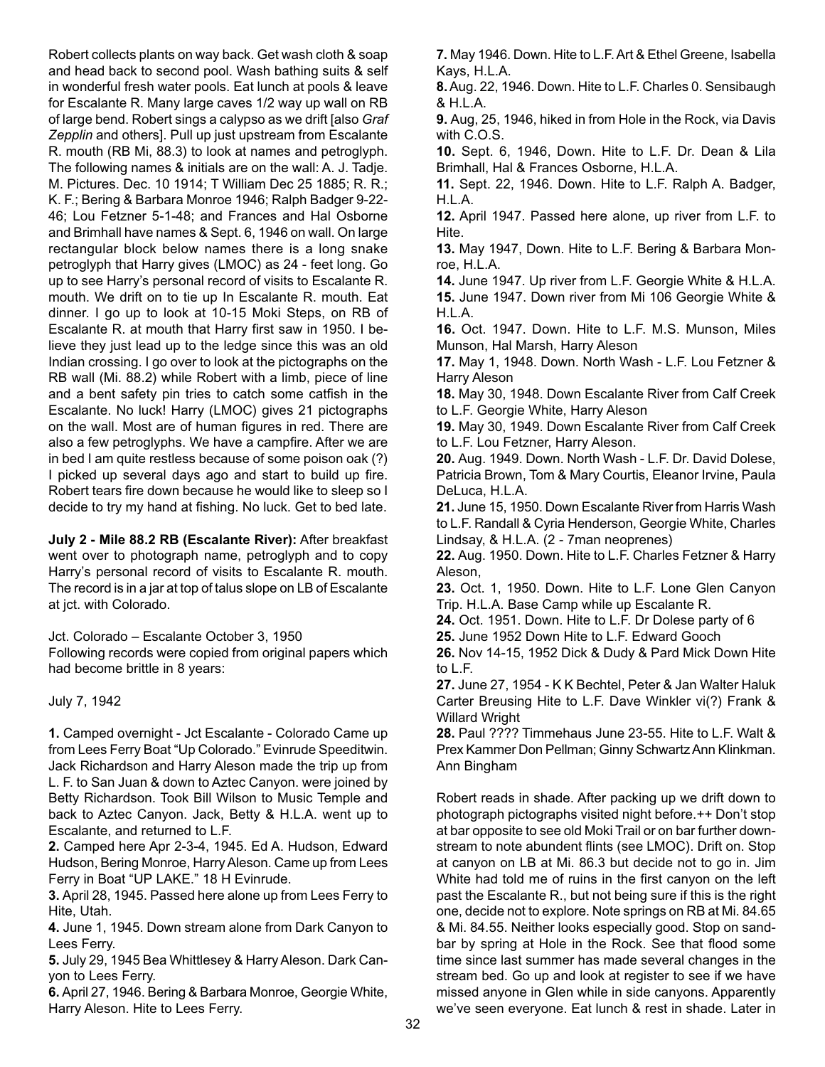Robert collects plants on way back. Get wash cloth & soap and head back to second pool. Wash bathing suits & self in wonderful fresh water pools. Eat lunch at pools & leave for Escalante R. Many large caves 1/2 way up wall on RB of large bend. Robert sings a calypso as we drift [also *Graf Zepplin* and others]. Pull up just upstream from Escalante R. mouth (RB Mi, 88.3) to look at names and petroglyph. The following names & initials are on the wall: A. J. Tadje. M. Pictures. Dec. 10 1914; T William Dec 25 1885; R. R.; K. F.; Bering & Barbara Monroe 1946; Ralph Badger 9-22-46; Lou Fetzner 5-1-48; and Frances and Hal Osborne and Brimhall have names & Sept. 6, 1946 on wall. On large rectangular block below names there is a long snake petroglyph that Harry gives (LMOC) as 24 - feet long. Go up to see Harry's personal record of visits to Escalante R. mouth. We drift on to tie up In Escalante R. mouth. Eat dinner. I go up to look at 10-15 Moki Steps, on RB of Escalante R. at mouth that Harry first saw in 1950. I believe they just lead up to the ledge since this was an old Indian crossing. I go over to look at the pictographs on the RB wall (Mi. 88.2) while Robert with a limb, piece of line and a bent safety pin tries to catch some catfish in the Escalante. No luck! Harry (LMOC) gives 21 pictographs on the wall. Most are of human figures in red. There are also a few petroglyphs. We have a campfire. After we are in bed I am quite restless because of some poison oak (?) I picked up several days ago and start to build up fire. Robert tears fire down because he would like to sleep so I decide to try my hand at fishing. No luck. Get to bed late.

**July 2 - Mile 88.2 RB (Escalante River):** After breakfast went over to photograph name, petroglyph and to copy Harry's personal record of visits to Escalante R. mouth. The record is in a jar at top of talus slope on LB of Escalante at jct. with Colorado.

Jct. Colorado – Escalante October 3, 1950
Following records were copied from original papers which had become brittle in 8 years:

July 7, 1942

**1.** Camped overnight - Jct Escalante - Colorado Came up from Lees Ferry Boat "Up Colorado." Evinrude Speeditwin. Jack Richardson and Harry Aleson made the trip up from L. F. to San Juan & down to Aztec Canyon. were joined by Betty Richardson. Took Bill Wilson to Music Temple and back to Aztec Canyon. Jack, Betty & H.L.A. went up to Escalante, and returned to L.F.

**2.** Camped here Apr 2-3-4, 1945. Ed A. Hudson, Edward Hudson, Bering Monroe, Harry Aleson. Came up from Lees Ferry in Boat "UP LAKE." 18 H Evinrude.

**3.** April 28, 1945. Passed here alone up from Lees Ferry to Hite, Utah.

**4.** June 1, 1945. Down stream alone from Dark Canyon to Lees Ferry.

**5.** July 29, 1945 Bea Whittlesey & Harry Aleson. Dark Canyon to Lees Ferry.

**6.** April 27, 1946. Bering & Barbara Monroe, Georgie White, Harry Aleson. Hite to Lees Ferry.

**7.** May 1946. Down. Hite to L.F. Art & Ethel Greene, Isabella Kays, H.L.A.

**8.** Aug. 22, 1946. Down. Hite to L.F. Charles 0. Sensibaugh & H.L.A.

**9.** Aug, 25, 1946, hiked in from Hole in the Rock, via Davis with C.O.S.

**10.** Sept. 6, 1946, Down. Hite to L.F. Dr. Dean & Lila Brimhall, Hal & Frances Osborne, H.L.A.

**11.** Sept. 22, 1946. Down. Hite to L.F. Ralph A. Badger, H.L.A.

**12.** April 1947. Passed here alone, up river from L.F. to Hite.

**13.** May 1947, Down. Hite to L.F. Bering & Barbara Monroe, H.L.A.

**14.** June 1947. Up river from L.F. Georgie White & H.L.A.

**15.** June 1947. Down river from Mi 106 Georgie White & H.L.A.

**16.** Oct. 1947. Down. Hite to L.F. M.S. Munson, Miles Munson, Hal Marsh, Harry Aleson

**17.** May 1, 1948. Down. North Wash - L.F. Lou Fetzner & Harry Aleson

**18.** May 30, 1948. Down Escalante River from Calf Creek to L.F. Georgie White, Harry Aleson

**19.** May 30, 1949. Down Escalante River from Calf Creek to L.F. Lou Fetzner, Harry Aleson.

**20.** Aug. 1949. Down. North Wash - L.F. Dr. David Dolese, Patricia Brown, Tom & Mary Courtis, Eleanor Irvine, Paula DeLuca, H.L.A.

**21.** June 15, 1950. Down Escalante River from Harris Wash to L.F. Randall & Cyria Henderson, Georgie White, Charles Lindsay, & H.L.A. (2 - 7man neoprenes)

**22.** Aug. 1950. Down. Hite to L.F. Charles Fetzner & Harry Aleson,

**23.** Oct. 1, 1950. Down. Hite to L.F. Lone Glen Canyon Trip. H.L.A. Base Camp while up Escalante R.

**24.** Oct. 1951. Down. Hite to L.F. Dr Dolese party of 6

**25.** June 1952 Down Hite to L.F. Edward Gooch

**26.** Nov 14-15, 1952 Dick & Dudy & Pard Mick Down Hite to L.F.

**27.** June 27, 1954 - K K Bechtel, Peter & Jan Walter Haluk Carter Breusing Hite to L.F. Dave Winkler vi(?) Frank & Willard Wright

**28.** Paul ???? Timmehaus June 23-55. Hite to L.F. Walt & Prex Kammer Don Pellman; Ginny Schwartz Ann Klinkman. Ann Bingham

Robert reads in shade. After packing up we drift down to photograph pictographs visited night before.++ Don't stop at bar opposite to see old Moki Trail or on bar further downstream to note abundent flints (see LMOC). Drift on. Stop at canyon on LB at Mi. 86.3 but decide not to go in. Jim White had told me of ruins in the first canyon on the left past the Escalante R., but not being sure if this is the right one, decide not to explore. Note springs on RB at Mi. 84.65 & Mi. 84.55. Neither looks especially good. Stop on sandbar by spring at Hole in the Rock. See that flood some time since last summer has made several changes in the stream bed. Go up and look at register to see if we have missed anyone in Glen while in side canyons. Apparently we've seen everyone. Eat lunch & rest in shade. Later in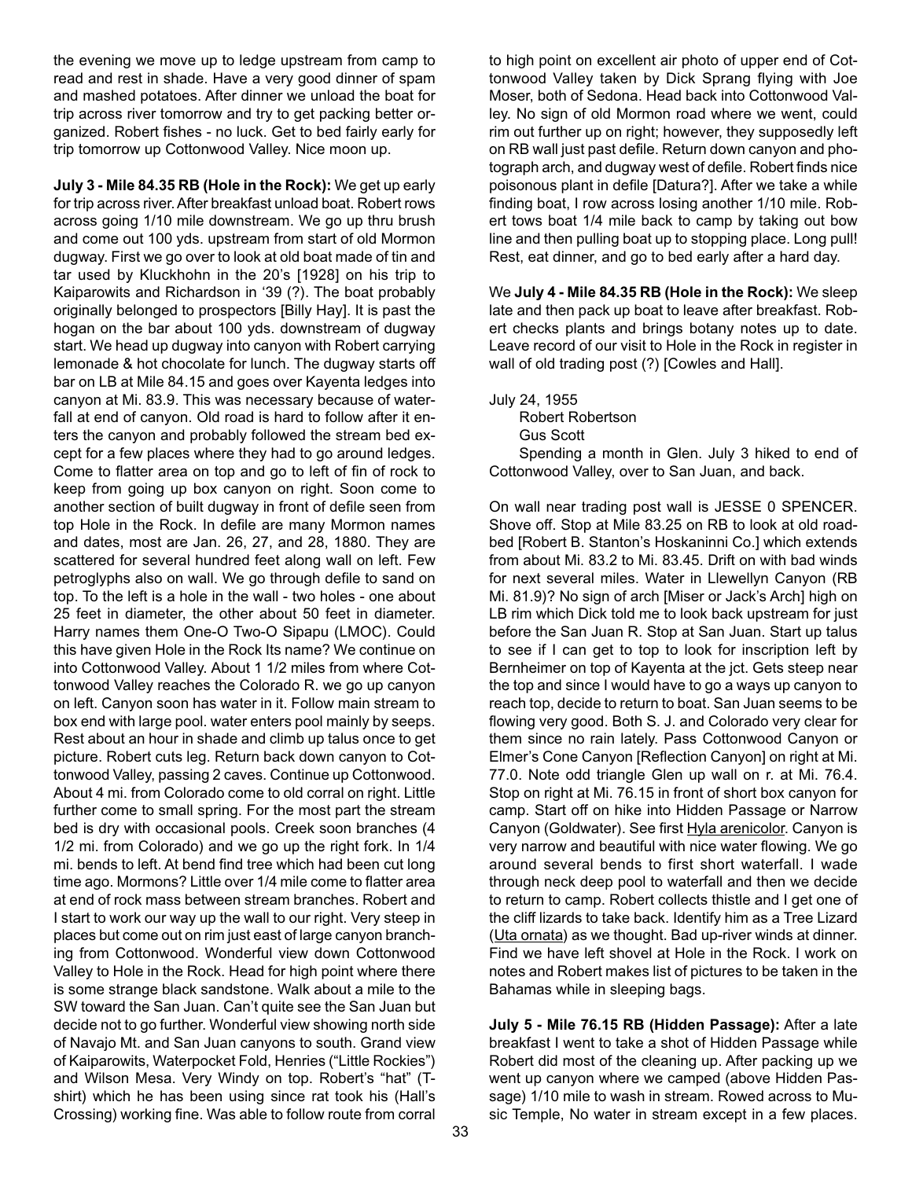the evening we move up to ledge upstream from camp to read and rest in shade. Have a very good dinner of spam and mashed potatoes. After dinner we unload the boat for trip across river tomorrow and try to get packing better organized. Robert fishes - no luck. Get to bed fairly early for trip tomorrow up Cottonwood Valley. Nice moon up.

**July 3 - Mile 84.35 RB (Hole in the Rock):** We get up early for trip across river. After breakfast unload boat. Robert rows across going 1/10 mile downstream. We go up thru brush and come out 100 yds. upstream from start of old Mormon dugway. First we go over to look at old boat made of tin and tar used by Kluckhohn in the 20's [1928] on his trip to Kaiparowits and Richardson in '39 (?). The boat probably originally belonged to prospectors [Billy Hay]. It is past the hogan on the bar about 100 yds. downstream of dugway start. We head up dugway into canyon with Robert carrying lemonade & hot chocolate for lunch. The dugway starts off bar on LB at Mile 84.15 and goes over Kayenta ledges into canyon at Mi. 83.9. This was necessary because of waterfall at end of canyon. Old road is hard to follow after it enters the canyon and probably followed the stream bed except for a few places where they had to go around ledges. Come to flatter area on top and go to left of fin of rock to keep from going up box canyon on right. Soon come to another section of built dugway in front of defile seen from top Hole in the Rock. In defile are many Mormon names and dates, most are Jan. 26, 27, and 28, 1880. They are scattered for several hundred feet along wall on left. Few petroglyphs also on wall. We go through defile to sand on top. To the left is a hole in the wall - two holes - one about 25 feet in diameter, the other about 50 feet in diameter. Harry names them One-O Two-O Sipapu (LMOC). Could this have given Hole in the Rock Its name? We continue on into Cottonwood Valley. About 1 1/2 miles from where Cottonwood Valley reaches the Colorado R. we go up canyon on left. Canyon soon has water in it. Follow main stream to box end with large pool. water enters pool mainly by seeps. Rest about an hour in shade and climb up talus once to get picture. Robert cuts leg. Return back down canyon to Cottonwood Valley, passing 2 caves. Continue up Cottonwood. About 4 mi. from Colorado come to old corral on right. Little further come to small spring. For the most part the stream bed is dry with occasional pools. Creek soon branches (4 1/2 mi. from Colorado) and we go up the right fork. In 1/4 mi. bends to left. At bend find tree which had been cut long time ago. Mormons? Little over 1/4 mile come to flatter area at end of rock mass between stream branches. Robert and I start to work our way up the wall to our right. Very steep in places but come out on rim just east of large canyon branching from Cottonwood. Wonderful view down Cottonwood Valley to Hole in the Rock. Head for high point where there is some strange black sandstone. Walk about a mile to the SW toward the San Juan. Can't quite see the San Juan but decide not to go further. Wonderful view showing north side of Navajo Mt. and San Juan canyons to south. Grand view of Kaiparowits, Waterpocket Fold, Henries ("Little Rockies") and Wilson Mesa. Very Windy on top. Robert's "hat" (T-shirt) which he has been using since rat took his (Hall's Crossing) working fine. Was able to follow route from corral to high point on excellent air photo of upper end of Cottonwood Valley taken by Dick Sprang flying with Joe Moser, both of Sedona. Head back into Cottonwood Valley. No sign of old Mormon road where we went, could rim out further up on right; however, they supposedly left on RB wall just past defile. Return down canyon and photograph arch, and dugway west of defile. Robert finds nice poisonous plant in defile [Datura?]. After we take a while finding boat, I row across losing another 1/10 mile. Robert tows boat 1/4 mile back to camp by taking out bow line and then pulling boat up to stopping place. Long pull! Rest, eat dinner, and go to bed early after a hard day.

We **July 4 - Mile 84.35 RB (Hole in the Rock):** We sleep late and then pack up boat to leave after breakfast. Robert checks plants and brings botany notes up to date. Leave record of our visit to Hole in the Rock in register in wall of old trading post (?) [Cowles and Hall].

July 24, 1955
Robert Robertson
Gus Scott
Spending a month in Glen. July 3 hiked to end of Cottonwood Valley, over to San Juan, and back.

On wall near trading post wall is JESSE 0 SPENCER. Shove off. Stop at Mile 83.25 on RB to look at old roadbed [Robert B. Stanton's Hoskaninni Co.] which extends from about Mi. 83.2 to Mi. 83.45. Drift on with bad winds for next several miles. Water in Llewellyn Canyon (RB Mi. 81.9)? No sign of arch [Miser or Jack's Arch] high on LB rim which Dick told me to look back upstream for just before the San Juan R. Stop at San Juan. Start up talus to see if I can get to top to look for inscription left by Bernheimer on top of Kayenta at the jct. Gets steep near the top and since I would have to go a ways up canyon to reach top, decide to return to boat. San Juan seems to be flowing very good. Both S. J. and Colorado very clear for them since no rain lately. Pass Cottonwood Canyon or Elmer's Cone Canyon [Reflection Canyon] on right at Mi. 77.0. Note odd triangle Glen up wall on r. at Mi. 76.4. Stop on right at Mi. 76.15 in front of short box canyon for camp. Start off on hike into Hidden Passage or Narrow Canyon (Goldwater). See first Hyla arenicolor. Canyon is very narrow and beautiful with nice water flowing. We go around several bends to first short waterfall. I wade through neck deep pool to waterfall and then we decide to return to camp. Robert collects thistle and I get one of the cliff lizards to take back. Identify him as a Tree Lizard (Uta ornata) as we thought. Bad up-river winds at dinner. Find we have left shovel at Hole in the Rock. I work on notes and Robert makes list of pictures to be taken in the Bahamas while in sleeping bags.

**July 5 - Mile 76.15 RB (Hidden Passage):** After a late breakfast I went to take a shot of Hidden Passage while Robert did most of the cleaning up. After packing up we went up canyon where we camped (above Hidden Passage) 1/10 mile to wash in stream. Rowed across to Music Temple, No water in stream except in a few places.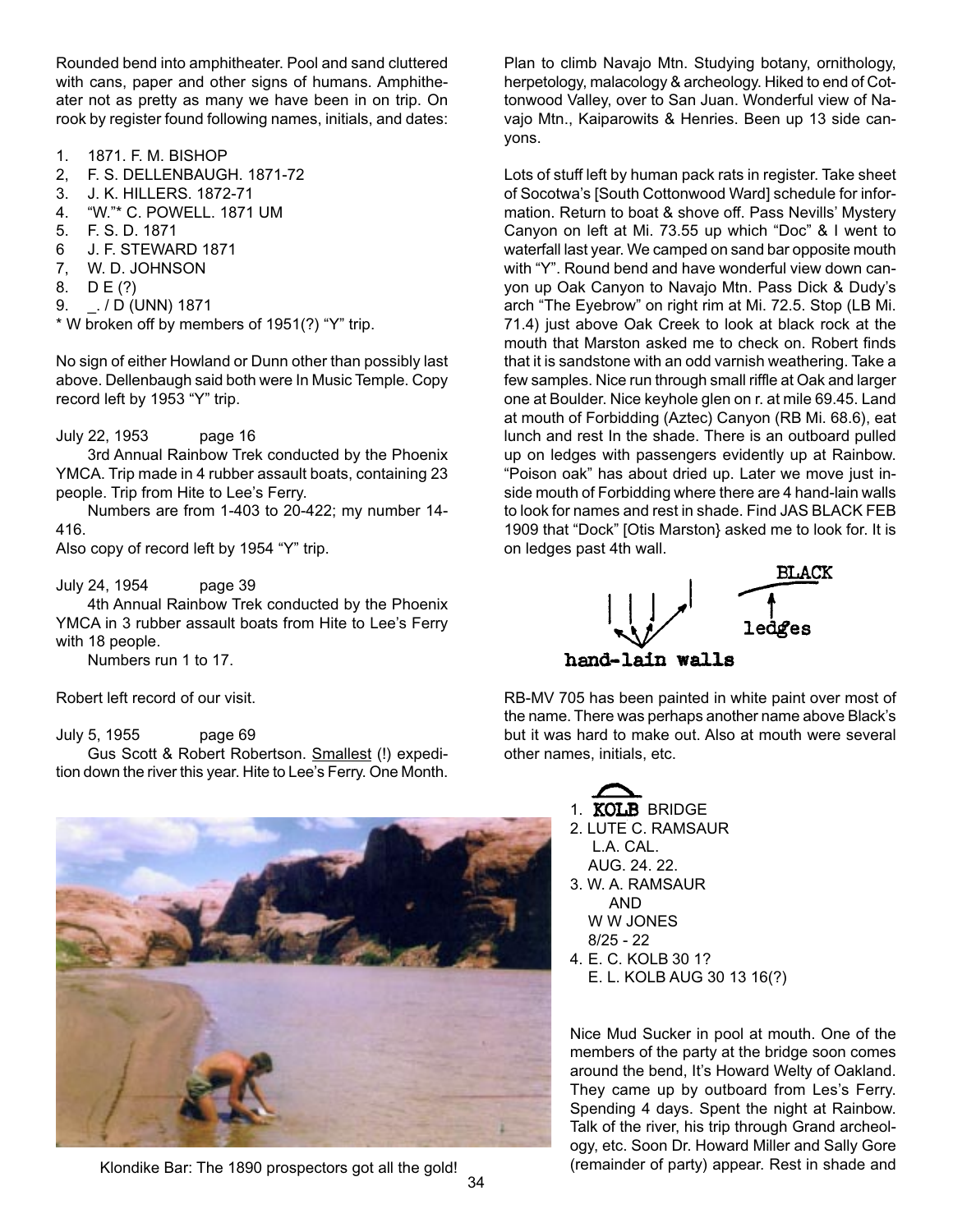Rounded bend into amphitheater. Pool and sand cluttered with cans, paper and other signs of humans. Amphitheater not as pretty as many we have been in on trip. On rook by register found following names, initials, and dates:

1. 1871. F. M. BISHOP
2, F. S. DELLENBAUGH. 1871-72
3. J. K. HILLERS. 1872-71
4. "W."* C. POWELL. 1871 UM
5. F. S. D. 1871
6 J. F. STEWARD 1871
7, W. D. JOHNSON
8. D E (?)
9. _. / D (UNN) 1871

* W broken off by members of 1951(?) "Y" trip.

No sign of either Howland or Dunn other than possibly last above. Dellenbaugh said both were In Music Temple. Copy record left by 1953 "Y" trip.

July 22, 1953 page 16

3rd Annual Rainbow Trek conducted by the Phoenix YMCA. Trip made in 4 rubber assault boats, containing 23 people. Trip from Hite to Lee's Ferry.

Numbers are from 1-403 to 20-422; my number 14-416.

Also copy of record left by 1954 "Y" trip.

July 24, 1954 page 39

4th Annual Rainbow Trek conducted by the Phoenix YMCA in 3 rubber assault boats from Hite to Lee's Ferry with 18 people.

Numbers run 1 to 17.

Robert left record of our visit.

July 5, 1955 page 69

Gus Scott & Robert Robertson. Smallest (!) expedition down the river this year. Hite to Lee's Ferry. One Month.

Klondike Bar: The 1890 prospectors got all the gold!

Plan to climb Navajo Mtn. Studying botany, ornithology, herpetology, malacology & archeology. Hiked to end of Cottonwood Valley, over to San Juan. Wonderful view of Navajo Mtn., Kaiparowits & Henries. Been up 13 side canyons.

Lots of stuff left by human pack rats in register. Take sheet of Socotwa's [South Cottonwood Ward] schedule for information. Return to boat & shove off. Pass Nevills' Mystery Canyon on left at Mi. 73.55 up which "Doc" & I went to waterfall last year. We camped on sand bar opposite mouth with "Y". Round bend and have wonderful view down canyon up Oak Canyon to Navajo Mtn. Pass Dick & Dudy's arch "The Eyebrow" on right rim at Mi. 72.5. Stop (LB Mi. 71.4) just above Oak Creek to look at black rock at the mouth that Marston asked me to check on. Robert finds that it is sandstone with an odd varnish weathering. Take a few samples. Nice run through small riffle at Oak and larger one at Boulder. Nice keyhole glen on r. at mile 69.45. Land at mouth of Forbidding (Aztec) Canyon (RB Mi. 68.6), eat lunch and rest In the shade. There is an outboard pulled up on ledges with passengers evidently up at Rainbow. "Poison oak" has about dried up. Later we move just inside mouth of Forbidding where there are 4 hand-lain walls to look for names and rest in shade. Find JAS BLACK FEB 1909 that "Dock" [Otis Marston} asked me to look for. It is on ledges past 4th wall.

BLACK
ledges
hand-lain walls

RB-MV 705 has been painted in white paint over most of the name. There was perhaps another name above Black's but it was hard to make out. Also at mouth were several other names, initials, etc.

1. KOLB BRIDGE
2. LUTE C. RAMSAUR
   L.A. CAL.
   AUG. 24. 22.
3. W. A. RAMSAUR
   AND
   W W JONES
   8/25 - 22
4. E. C. KOLB 30 1?
   E. L. KOLB AUG 30 13 16(?)

Nice Mud Sucker in pool at mouth. One of the members of the party at the bridge soon comes around the bend, It's Howard Welty of Oakland. They came up by outboard from Les's Ferry. Spending 4 days. Spent the night at Rainbow. Talk of the river, his trip through Grand archeology, etc. Soon Dr. Howard Miller and Sally Gore (remainder of party) appear. Rest in shade and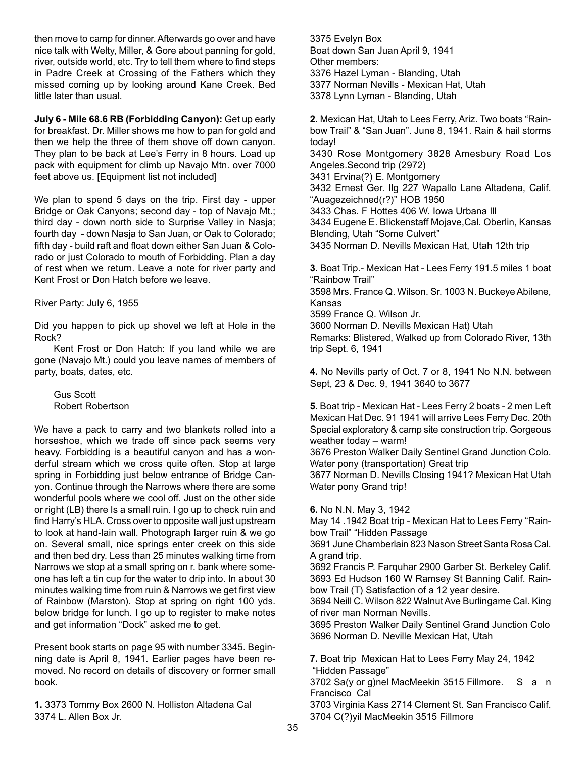then move to camp for dinner. Afterwards go over and have nice talk with Welty, Miller, & Gore about panning for gold, river, outside world, etc. Try to tell them where to find steps in Padre Creek at Crossing of the Fathers which they missed coming up by looking around Kane Creek. Bed little later than usual.

**July 6 - Mile 68.6 RB (Forbidding Canyon):** Get up early for breakfast. Dr. Miller shows me how to pan for gold and then we help the three of them shove off down canyon. They plan to be back at Lee's Ferry in 8 hours. Load up pack with equipment for climb up Navajo Mtn. over 7000 feet above us. [Equipment list not included]

We plan to spend 5 days on the trip. First day - upper Bridge or Oak Canyons; second day - top of Navajo Mt.; third day - down north side to Surprise Valley in Nasja; fourth day - down Nasja to San Juan, or Oak to Colorado; fifth day - build raft and float down either San Juan & Colorado or just Colorado to mouth of Forbidding. Plan a day of rest when we return. Leave a note for river party and Kent Frost or Don Hatch before we leave.

River Party: July 6, 1955

Did you happen to pick up shovel we left at Hole in the Rock?

Kent Frost or Don Hatch: If you land while we are gone (Navajo Mt.) could you leave names of members of party, boats, dates, etc.

Gus Scott
Robert Robertson

We have a pack to carry and two blankets rolled into a horseshoe, which we trade off since pack seems very heavy. Forbidding is a beautiful canyon and has a wonderful stream which we cross quite often. Stop at large spring in Forbidding just below entrance of Bridge Canyon. Continue through the Narrows where there are some wonderful pools where we cool off. Just on the other side or right (LB) there Is a small ruin. I go up to check ruin and find Harry's HLA. Cross over to opposite wall just upstream to look at hand-lain wall. Photograph larger ruin & we go on. Several small, nice springs enter creek on this side and then bed dry. Less than 25 minutes walking time from Narrows we stop at a small spring on r. bank where someone has left a tin cup for the water to drip into. In about 30 minutes walking time from ruin & Narrows we get first view of Rainbow (Marston). Stop at spring on right 100 yds. below bridge for lunch. I go up to register to make notes and get information "Dock" asked me to get.

Present book starts on page 95 with number 3345. Beginning date is April 8, 1941. Earlier pages have been removed. No record on details of discovery or former small book.

**1.** 3373 Tommy Box 2600 N. Holliston Altadena Cal
3374 L. Allen Box Jr.
3375 Evelyn Box
Boat down San Juan April 9, 1941
Other members:
3376 Hazel Lyman - Blanding, Utah
3377 Norman Nevills - Mexican Hat, Utah
3378 Lynn Lyman - Blanding, Utah

**2.** Mexican Hat, Utah to Lees Ferry, Ariz. Two boats "Rainbow Trail" & "San Juan". June 8, 1941. Rain & hail storms today!
3430 Rose Montgomery 3828 Amesbury Road Los Angeles.Second trip (2972)
3431 Ervina(?) E. Montgomery
3432 Ernest Ger. Ilg 227 Wapallo Lane Altadena, Calif. "Auagezeichned(r?)" HOB 1950
3433 Chas. F Hottes 406 W. Iowa Urbana Ill
3434 Eugene E. Blickenstaff Mojave,Cal. Oberlin, Kansas Blending, Utah "Some Culvert"
3435 Norman D. Nevills Mexican Hat, Utah 12th trip

**3.** Boat Trip.- Mexican Hat - Lees Ferry 191.5 miles 1 boat "Rainbow Trail"
3598 Mrs. France Q. Wilson. Sr. 1003 N. Buckeye Abilene, Kansas
3599 France Q. Wilson Jr.
3600 Norman D. Nevills Mexican Hat) Utah
Remarks: Blistered, Walked up from Colorado River, 13th trip Sept. 6, 1941

**4.** No Nevills party of Oct. 7 or 8, 1941 No N.N. between Sept, 23 & Dec. 9, 1941 3640 to 3677

**5.** Boat trip - Mexican Hat - Lees Ferry 2 boats - 2 men Left Mexican Hat Dec. 91 1941 will arrive Lees Ferry Dec. 20th Special exploratory & camp site construction trip. Gorgeous weather today – warm!
3676 Preston Walker Daily Sentinel Grand Junction Colo. Water pony (transportation) Great trip
3677 Norman D. Nevills Closing 1941? Mexican Hat Utah Water pony Grand trip!

**6.** No N.N. May 3, 1942
May 14 .1942 Boat trip - Mexican Hat to Lees Ferry "Rainbow Trail" "Hidden Passage
3691 June Chamberlain 823 Nason Street Santa Rosa Cal. A grand trip.
3692 Francis P. Farquhar 2900 Garber St. Berkeley Calif.
3693 Ed Hudson 160 W Ramsey St Banning Calif. Rainbow Trail (T) Satisfaction of a 12 year desire.
3694 Neill C. Wilson 822 Walnut Ave Burlingame Cal. King of river man Norman Nevills.
3695 Preston Walker Daily Sentinel Grand Junction Colo
3696 Norman D. Neville Mexican Hat, Utah

**7.** Boat trip Mexican Hat to Lees Ferry May 24, 1942 "Hidden Passage"
3702 Sa(y or g)nel MacMeekin 3515 Fillmore. San Francisco Cal
3703 Virginia Kass 2714 Clement St. San Francisco Calif.
3704 C(?)yil MacMeekin 3515 Fillmore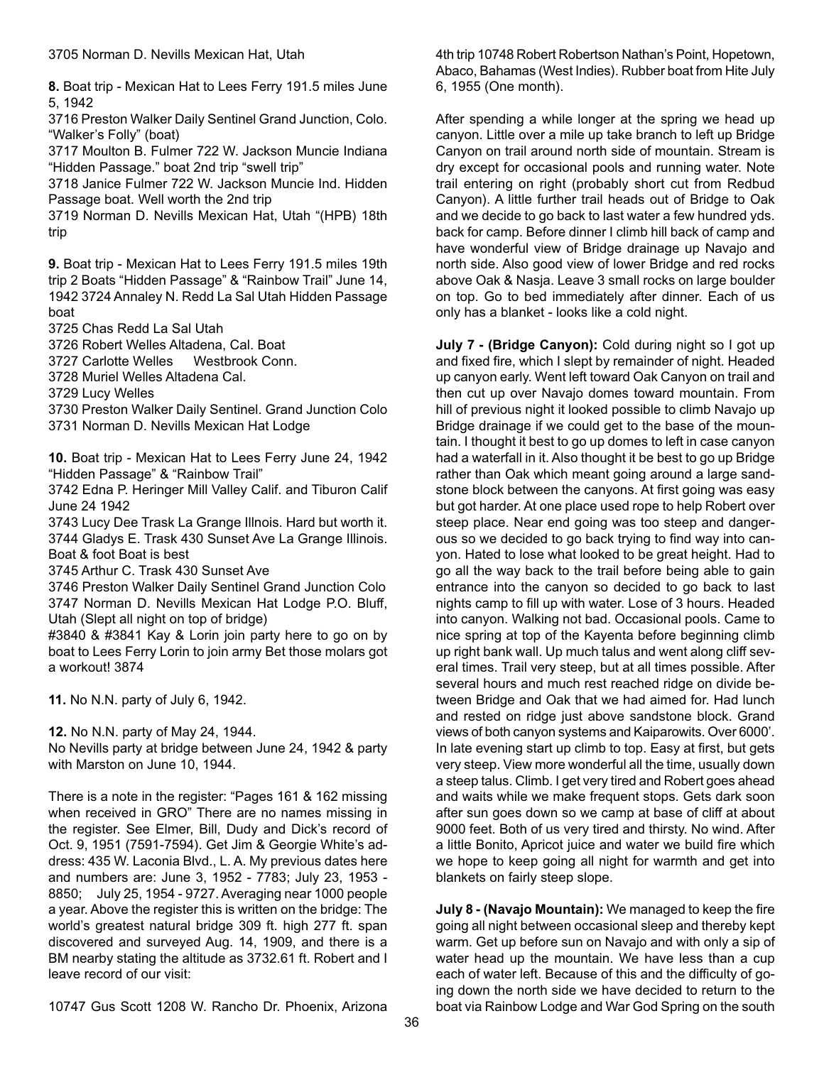3705 Norman D. Nevills Mexican Hat, Utah

**8.** Boat trip - Mexican Hat to Lees Ferry 191.5 miles June 5, 1942

3716 Preston Walker Daily Sentinel Grand Junction, Colo. "Walker's Folly" (boat)

3717 Moulton B. Fulmer 722 W. Jackson Muncie Indiana "Hidden Passage." boat 2nd trip "swell trip"

3718 Janice Fulmer 722 W. Jackson Muncie Ind. Hidden Passage boat. Well worth the 2nd trip

3719 Norman D. Nevills Mexican Hat, Utah "(HPB) 18th trip

**9.** Boat trip - Mexican Hat to Lees Ferry 191.5 miles 19th trip 2 Boats "Hidden Passage" & "Rainbow Trail" June 14, 1942 3724 Annaley N. Redd La Sal Utah Hidden Passage boat

3725 Chas Redd La Sal Utah

3726 Robert Welles Altadena, Cal. Boat

3727 Carlotte Welles Westbrook Conn.

3728 Muriel Welles Altadena Cal.

3729 Lucy Welles

3730 Preston Walker Daily Sentinel. Grand Junction Colo

3731 Norman D. Nevills Mexican Hat Lodge

**10.** Boat trip - Mexican Hat to Lees Ferry June 24, 1942 "Hidden Passage" & "Rainbow Trail"

3742 Edna P. Heringer Mill Valley Calif. and Tiburon Calif June 24 1942

3743 Lucy Dee Trask La Grange Illnois. Hard but worth it.

3744 Gladys E. Trask 430 Sunset Ave La Grange Illinois. Boat & foot Boat is best

3745 Arthur C. Trask 430 Sunset Ave

3746 Preston Walker Daily Sentinel Grand Junction Colo

3747 Norman D. Nevills Mexican Hat Lodge P.O. Bluff, Utah (Slept all night on top of bridge)

#3840 & #3841 Kay & Lorin join party here to go on by boat to Lees Ferry Lorin to join army Bet those molars got a workout! 3874

**11.** No N.N. party of July 6, 1942.

**12.** No N.N. party of May 24, 1944.

No Nevills party at bridge between June 24, 1942 & party with Marston on June 10, 1944.

There is a note in the register: "Pages 161 & 162 missing when received in GRO" There are no names missing in the register. See Elmer, Bill, Dudy and Dick's record of Oct. 9, 1951 (7591-7594). Get Jim & Georgie White's address: 435 W. Laconia Blvd., L. A. My previous dates here and numbers are: June 3, 1952 - 7783; July 23, 1953 - 8850; July 25, 1954 - 9727. Averaging near 1000 people a year. Above the register this is written on the bridge: The world's greatest natural bridge 309 ft. high 277 ft. span discovered and surveyed Aug. 14, 1909, and there is a BM nearby stating the altitude as 3732.61 ft. Robert and I leave record of our visit:

10747 Gus Scott 1208 W. Rancho Dr. Phoenix, Arizona 4th trip 10748 Robert Robertson Nathan's Point, Hopetown, Abaco, Bahamas (West Indies). Rubber boat from Hite July 6, 1955 (One month).

After spending a while longer at the spring we head up canyon. Little over a mile up take branch to left up Bridge Canyon on trail around north side of mountain. Stream is dry except for occasional pools and running water. Note trail entering on right (probably short cut from Redbud Canyon). A little further trail heads out of Bridge to Oak and we decide to go back to last water a few hundred yds. back for camp. Before dinner I climb hill back of camp and have wonderful view of Bridge drainage up Navajo and north side. Also good view of lower Bridge and red rocks above Oak & Nasja. Leave 3 small rocks on large boulder on top. Go to bed immediately after dinner. Each of us only has a blanket - looks like a cold night.

**July 7 - (Bridge Canyon):** Cold during night so I got up and fixed fire, which I slept by remainder of night. Headed up canyon early. Went left toward Oak Canyon on trail and then cut up over Navajo domes toward mountain. From hill of previous night it looked possible to climb Navajo up Bridge drainage if we could get to the base of the mountain. I thought it best to go up domes to left in case canyon had a waterfall in it. Also thought it be best to go up Bridge rather than Oak which meant going around a large sandstone block between the canyons. At first going was easy but got harder. At one place used rope to help Robert over steep place. Near end going was too steep and dangerous so we decided to go back trying to find way into canyon. Hated to lose what looked to be great height. Had to go all the way back to the trail before being able to gain entrance into the canyon so decided to go back to last nights camp to fill up with water. Lose of 3 hours. Headed into canyon. Walking not bad. Occasional pools. Came to nice spring at top of the Kayenta before beginning climb up right bank wall. Up much talus and went along cliff several times. Trail very steep, but at all times possible. After several hours and much rest reached ridge on divide between Bridge and Oak that we had aimed for. Had lunch and rested on ridge just above sandstone block. Grand views of both canyon systems and Kaiparowits. Over 6000'. In late evening start up climb to top. Easy at first, but gets very steep. View more wonderful all the time, usually down a steep talus. Climb. I get very tired and Robert goes ahead and waits while we make frequent stops. Gets dark soon after sun goes down so we camp at base of cliff at about 9000 feet. Both of us very tired and thirsty. No wind. After a little Bonito, Apricot juice and water we build fire which we hope to keep going all night for warmth and get into blankets on fairly steep slope.

**July 8 - (Navajo Mountain):** We managed to keep the fire going all night between occasional sleep and thereby kept warm. Get up before sun on Navajo and with only a sip of water head up the mountain. We have less than a cup each of water left. Because of this and the difficulty of going down the north side we have decided to return to the boat via Rainbow Lodge and War God Spring on the south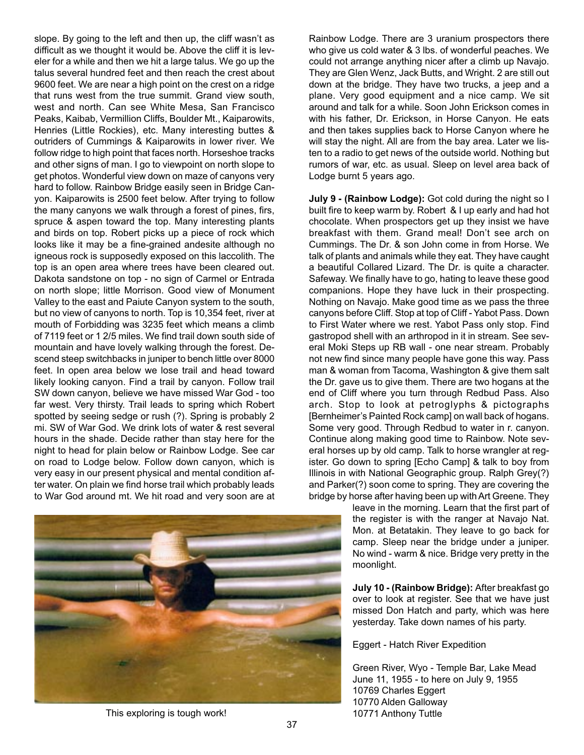slope. By going to the left and then up, the cliff wasn't as difficult as we thought it would be. Above the cliff it is leveler for a while and then we hit a large talus. We go up the talus several hundred feet and then reach the crest about 9600 feet. We are near a high point on the crest on a ridge that runs west from the true summit. Grand view south, west and north. Can see White Mesa, San Francisco Peaks, Kaibab, Vermillion Cliffs, Boulder Mt., Kaiparowits, Henries (Little Rockies), etc. Many interesting buttes & outriders of Cummings & Kaiparowits in lower river. We follow ridge to high point that faces north. Horseshoe tracks and other signs of man. I go to viewpoint on north slope to get photos. Wonderful view down on maze of canyons very hard to follow. Rainbow Bridge easily seen in Bridge Canyon. Kaiparowits is 2500 feet below. After trying to follow the many canyons we walk through a forest of pines, firs, spruce & aspen toward the top. Many interesting plants and birds on top. Robert picks up a piece of rock which looks like it may be a fine-grained andesite although no igneous rock is supposedly exposed on this laccolith. The top is an open area where trees have been cleared out. Dakota sandstone on top - no sign of Carmel or Entrada on north slope; little Morrison. Good view of Monument Valley to the east and Paiute Canyon system to the south, but no view of canyons to north. Top is 10,354 feet, river at mouth of Forbidding was 3235 feet which means a climb of 7119 feet or 1 2/5 miles. We find trail down south side of mountain and have lovely walking through the forest. Descend steep switchbacks in juniper to bench little over 8000 feet. In open area below we lose trail and head toward likely looking canyon. Find a trail by canyon. Follow trail SW down canyon, believe we have missed War God - too far west. Very thirsty. Trail leads to spring which Robert spotted by seeing sedge or rush (?). Spring is probably 2 mi. SW of War God. We drink lots of water & rest several hours in the shade. Decide rather than stay here for the night to head for plain below or Rainbow Lodge. See car on road to Lodge below. Follow down canyon, which is very easy in our present physical and mental condition after water. On plain we find horse trail which probably leads to War God around mt. We hit road and very soon are at Rainbow Lodge. There are 3 uranium prospectors there who give us cold water & 3 lbs. of wonderful peaches. We could not arrange anything nicer after a climb up Navajo. They are Glen Wenz, Jack Butts, and Wright. 2 are still out down at the bridge. They have two trucks, a jeep and a plane. Very good equipment and a nice camp. We sit around and talk for a while. Soon John Erickson comes in with his father, Dr. Erickson, in Horse Canyon. He eats and then takes supplies back to Horse Canyon where he will stay the night. All are from the bay area. Later we listen to a radio to get news of the outside world. Nothing but rumors of war, etc. as usual. Sleep on level area back of Lodge burnt 5 years ago.

**July 9 - (Rainbow Lodge):** Got cold during the night so I built fire to keep warm by. Robert & I up early and had hot chocolate. When prospectors get up they insist we have breakfast with them. Grand meal! Don't see arch on Cummings. The Dr. & son John come in from Horse. We talk of plants and animals while they eat. They have caught a beautiful Collared Lizard. The Dr. is quite a character. Safeway. We finally have to go, hating to leave these good companions. Hope they have luck in their prospecting. Nothing on Navajo. Make good time as we pass the three canyons before Cliff. Stop at top of Cliff - Yabot Pass. Down to First Water where we rest. Yabot Pass only stop. Find gastropod shell with an arthropod in it in stream. See several Moki Steps up RB wall - one near stream. Probably not new find since many people have gone this way. Pass man & woman from Tacoma, Washington & give them salt the Dr. gave us to give them. There are two hogans at the end of Cliff where you turn through Redbud Pass. Also arch. Stop to look at petroglyphs & pictographs [Bernheimer's Painted Rock camp] on wall back of hogans. Some very good. Through Redbud to water in r. canyon. Continue along making good time to Rainbow. Note several horses up by old camp. Talk to horse wrangler at register. Go down to spring [Echo Camp] & talk to boy from Illinois in with National Geographic group. Ralph Grey(?) and Parker(?) soon come to spring. They are covering the bridge by horse after having been up with Art Greene. They leave in the morning. Learn that the first part of the register is with the ranger at Navajo Nat. Mon. at Betatakin. They leave to go back for camp. Sleep near the bridge under a juniper. No wind - warm & nice. Bridge very pretty in the moonlight.

This exploring is tough work!

**July 10 - (Rainbow Bridge):** After breakfast go over to look at register. See that we have just missed Don Hatch and party, which was here yesterday. Take down names of his party.

Eggert - Hatch River Expedition

Green River, Wyo - Temple Bar, Lake Mead
June 11, 1955 - to here on July 9, 1955
10769 Charles Eggert
10770 Alden Galloway
10771 Anthony Tuttle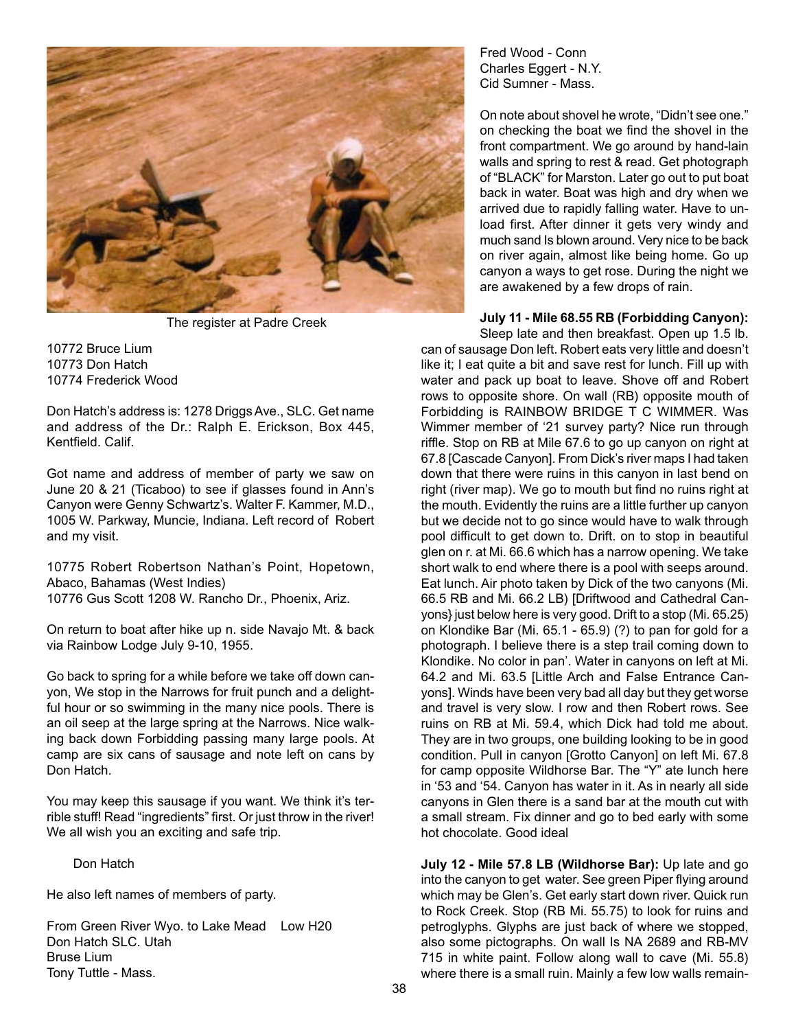The register at Padre Creek

10772 Bruce Lium
10773 Don Hatch
10774 Frederick Wood

Don Hatch's address is: 1278 Driggs Ave., SLC. Get name and address of the Dr.: Ralph E. Erickson, Box 445, Kentfield. Calif.

Got name and address of member of party we saw on June 20 & 21 (Ticaboo) to see if glasses found in Ann's Canyon were Genny Schwartz's. Walter F. Kammer, M.D., 1005 W. Parkway, Muncie, Indiana. Left record of Robert and my visit.

10775 Robert Robertson Nathan's Point, Hopetown, Abaco, Bahamas (West Indies)
10776 Gus Scott 1208 W. Rancho Dr., Phoenix, Ariz.

On return to boat after hike up n. side Navajo Mt. & back via Rainbow Lodge July 9-10, 1955.

Go back to spring for a while before we take off down canyon, We stop in the Narrows for fruit punch and a delightful hour or so swimming in the many nice pools. There is an oil seep at the large spring at the Narrows. Nice walking back down Forbidding passing many large pools. At camp are six cans of sausage and note left on cans by Don Hatch.

You may keep this sausage if you want. We think it's terrible stuff! Read "ingredients" first. Or just throw in the river! We all wish you an exciting and safe trip.

Don Hatch

He also left names of members of party.

From Green River Wyo. to Lake Mead Low H20
Don Hatch SLC. Utah
Bruse Lium
Tony Tuttle - Mass.
Fred Wood - Conn
Charles Eggert - N.Y.
Cid Sumner - Mass.

On note about shovel he wrote, "Didn't see one." on checking the boat we find the shovel in the front compartment. We go around by hand-lain walls and spring to rest & read. Get photograph of "BLACK" for Marston. Later go out to put boat back in water. Boat was high and dry when we arrived due to rapidly falling water. Have to unload first. After dinner it gets very windy and much sand Is blown around. Very nice to be back on river again, almost like being home. Go up canyon a ways to get rose. During the night we are awakened by a few drops of rain.

**July 11 - Mile 68.55 RB (Forbidding Canyon):** Sleep late and then breakfast. Open up 1.5 lb. can of sausage Don left. Robert eats very little and doesn't like it; I eat quite a bit and save rest for lunch. Fill up with water and pack up boat to leave. Shove off and Robert rows to opposite shore. On wall (RB) opposite mouth of Forbidding is RAINBOW BRIDGE T C WIMMER. Was Wimmer member of '21 survey party? Nice run through riffle. Stop on RB at Mile 67.6 to go up canyon on right at 67.8 [Cascade Canyon]. From Dick's river maps I had taken down that there were ruins in this canyon in last bend on right (river map). We go to mouth but find no ruins right at the mouth. Evidently the ruins are a little further up canyon but we decide not to go since would have to walk through pool difficult to get down to. Drift. on to stop in beautiful glen on r. at Mi. 66.6 which has a narrow opening. We take short walk to end where there is a pool with seeps around. Eat lunch. Air photo taken by Dick of the two canyons (Mi. 66.5 RB and Mi. 66.2 LB) [Driftwood and Cathedral Canyons} just below here is very good. Drift to a stop (Mi. 65.25) on Klondike Bar (Mi. 65.1 - 65.9) (?) to pan for gold for a photograph. I believe there is a step trail coming down to Klondike. No color in pan'. Water in canyons on left at Mi. 64.2 and Mi. 63.5 [Little Arch and False Entrance Canyons]. Winds have been very bad all day but they get worse and travel is very slow. I row and then Robert rows. See ruins on RB at Mi. 59.4, which Dick had told me about. They are in two groups, one building looking to be in good condition. Pull in canyon [Grotto Canyon] on left Mi. 67.8 for camp opposite Wildhorse Bar. The "Y" ate lunch here in '53 and '54. Canyon has water in it. As in nearly all side canyons in Glen there is a sand bar at the mouth cut with a small stream. Fix dinner and go to bed early with some hot chocolate. Good ideal

**July 12 - Mile 57.8 LB (Wildhorse Bar):** Up late and go into the canyon to get water. See green Piper flying around which may be Glen's. Get early start down river. Quick run to Rock Creek. Stop (RB Mi. 55.75) to look for ruins and petroglyphs. Glyphs are just back of where we stopped, also some pictographs. On wall Is NA 2689 and RB-MV 715 in white paint. Follow along wall to cave (Mi. 55.8) where there is a small ruin. Mainly a few low walls remain-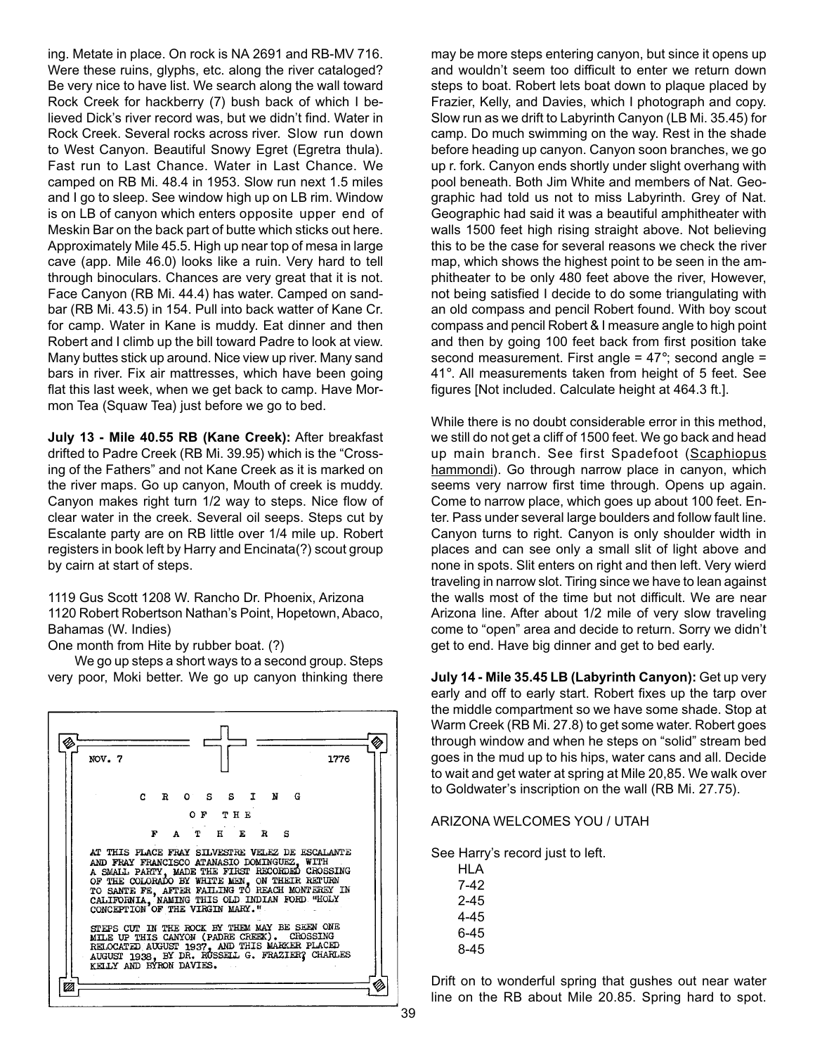ing. Metate in place. On rock is NA 2691 and RB-MV 716. Were these ruins, glyphs, etc. along the river cataloged? Be very nice to have list. We search along the wall toward Rock Creek for hackberry (7) bush back of which I believed Dick's river record was, but we didn't find. Water in Rock Creek. Several rocks across river. Slow run down to West Canyon. Beautiful Snowy Egret (Egretra thula). Fast run to Last Chance. Water in Last Chance. We camped on RB Mi. 48.4 in 1953. Slow run next 1.5 miles and I go to sleep. See window high up on LB rim. Window is on LB of canyon which enters opposite upper end of Meskin Bar on the back part of butte which sticks out here. Approximately Mile 45.5. High up near top of mesa in large cave (app. Mile 46.0) looks like a ruin. Very hard to tell through binoculars. Chances are very great that it is not. Face Canyon (RB Mi. 44.4) has water. Camped on sandbar (RB Mi. 43.5) in 154. Pull into back watter of Kane Cr. for camp. Water in Kane is muddy. Eat dinner and then Robert and I climb up the bill toward Padre to look at view. Many buttes stick up around. Nice view up river. Many sand bars in river. Fix air mattresses, which have been going flat this last week, when we get back to camp. Have Mormon Tea (Squaw Tea) just before we go to bed.

**July 13 - Mile 40.55 RB (Kane Creek):** After breakfast drifted to Padre Creek (RB Mi. 39.95) which is the "Crossing of the Fathers" and not Kane Creek as it is marked on the river maps. Go up canyon, Mouth of creek is muddy. Canyon makes right turn 1/2 way to steps. Nice flow of clear water in the creek. Several oil seeps. Steps cut by Escalante party are on RB little over 1/4 mile up. Robert registers in book left by Harry and Encinata(?) scout group by cairn at start of steps.

1119 Gus Scott 1208 W. Rancho Dr. Phoenix, Arizona
1120 Robert Robertson Nathan's Point, Hopetown, Abaco, Bahamas (W. Indies)
One month from Hite by rubber boat. (?)

We go up steps a short ways to a second group. Steps very poor, Moki better. We go up canyon thinking there

NOV. 7 — 1776

CROSSING OF THE FATHERS

AT THIS PLACE FRAY SILVESTRE VELEZ DE ESCALANTE AND FRAY FRANCISCO ATANASIO DOMINGUEZ, WITH A SMALL PARTY, MADE THE FIRST RECORDED CROSSING OF THE COLORADO BY WHITE MEN, ON THEIR RETURN TO SANTE FE, AFTER FAILING TO REACH MONTEREY IN CALIFORNIA, NAMING THIS OLD INDIAN FORD "HOLY CONCEPTION OF THE VIRGIN MARY."

STEPS CUT IN THE ROCK BY THEM MAY BE SEEN ONE MILE UP THIS CANYON (PADRE CREEK). CROSSING RELOCATED AUGUST 1937, AND THIS MARKER PLACED AUGUST 1938, BY DR. RUSSELL G. FRAZIER; CHARLES KELLY AND BYRON DAVIES.

may be more steps entering canyon, but since it opens up and wouldn't seem too difficult to enter we return down steps to boat. Robert lets boat down to plaque placed by Frazier, Kelly, and Davies, which I photograph and copy. Slow run as we drift to Labyrinth Canyon (LB Mi. 35.45) for camp. Do much swimming on the way. Rest in the shade before heading up canyon. Canyon soon branches, we go up r. fork. Canyon ends shortly under slight overhang with pool beneath. Both Jim White and members of Nat. Geographic had told us not to miss Labyrinth. Grey of Nat. Geographic had said it was a beautiful amphitheater with walls 1500 feet high rising straight above. Not believing this to be the case for several reasons we check the river map, which shows the highest point to be seen in the amphitheater to be only 480 feet above the river, However, not being satisfied I decide to do some triangulating with an old compass and pencil Robert found. With boy scout compass and pencil Robert & I measure angle to high point and then by going 100 feet back from first position take second measurement. First angle = 47°; second angle = 41°. All measurements taken from height of 5 feet. See figures [Not included. Calculate height at 464.3 ft.].

While there is no doubt considerable error in this method, we still do not get a cliff of 1500 feet. We go back and head up main branch. See first Spadefoot (<u>Scaphiopus hammondi</u>). Go through narrow place in canyon, which seems very narrow first time through. Opens up again. Come to narrow place, which goes up about 100 feet. Enter. Pass under several large boulders and follow fault line. Canyon turns to right. Canyon is only shoulder width in places and can see only a small slit of light above and none in spots. Slit enters on right and then left. Very wierd traveling in narrow slot. Tiring since we have to lean against the walls most of the time but not difficult. We are near Arizona line. After about 1/2 mile of very slow traveling come to "open" area and decide to return. Sorry we didn't get to end. Have big dinner and get to bed early.

**July 14 - Mile 35.45 LB (Labyrinth Canyon):** Get up very early and off to early start. Robert fixes up the tarp over the middle compartment so we have some shade. Stop at Warm Creek (RB Mi. 27.8) to get some water. Robert goes through window and when he steps on "solid" stream bed goes in the mud up to his hips, water cans and all. Decide to wait and get water at spring at Mile 20,85. We walk over to Goldwater's inscription on the wall (RB Mi. 27.75).

ARIZONA WELCOMES YOU / UTAH

See Harry's record just to left.

HLA
7-42
2-45
4-45
6-45
8-45

Drift on to wonderful spring that gushes out near water line on the RB about Mile 20.85. Spring hard to spot.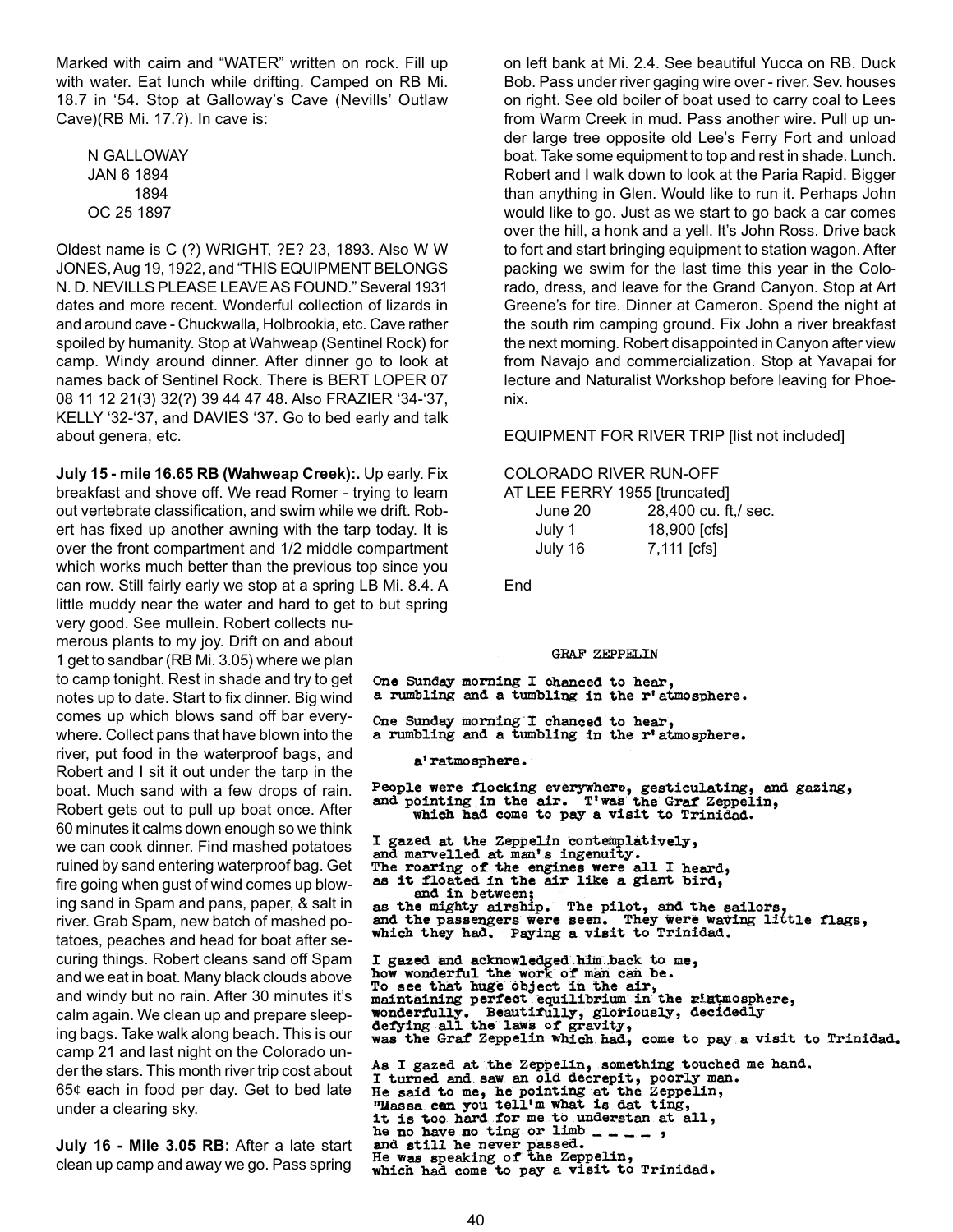Marked with cairn and "WATER" written on rock. Fill up with water. Eat lunch while drifting. Camped on RB Mi. 18.7 in '54. Stop at Galloway's Cave (Nevills' Outlaw Cave)(RB Mi. 17.?). In cave is:

N GALLOWAY
JAN 6 1894
1894
OC 25 1897

Oldest name is C (?) WRIGHT, ?E? 23, 1893. Also W W JONES, Aug 19, 1922, and "THIS EQUIPMENT BELONGS N. D. NEVILLS PLEASE LEAVE AS FOUND." Several 1931 dates and more recent. Wonderful collection of lizards in and around cave - Chuckwalla, Holbrookia, etc. Cave rather spoiled by humanity. Stop at Wahweap (Sentinel Rock) for camp. Windy around dinner. After dinner go to look at names back of Sentinel Rock. There is BERT LOPER 07 08 11 12 21(3) 32(?) 39 44 47 48. Also FRAZIER '34-'37, KELLY '32-'37, and DAVIES '37. Go to bed early and talk about genera, etc.

**July 15 - mile 16.65 RB (Wahweap Creek):.** Up early. Fix breakfast and shove off. We read Romer - trying to learn out vertebrate classification, and swim while we drift. Robert has fixed up another awning with the tarp today. It is over the front compartment and 1/2 middle compartment which works much better than the previous top since you can row. Still fairly early we stop at a spring LB Mi. 8.4. A little muddy near the water and hard to get to but spring very good. See mullein. Robert collects numerous plants to my joy. Drift on and about 1 get to sandbar (RB Mi. 3.05) where we plan to camp tonight. Rest in shade and try to get notes up to date. Start to fix dinner. Big wind comes up which blows sand off bar everywhere. Collect pans that have blown into the river, put food in the waterproof bags, and Robert and I sit it out under the tarp in the boat. Much sand with a few drops of rain. Robert gets out to pull up boat once. After 60 minutes it calms down enough so we think we can cook dinner. Find mashed potatoes ruined by sand entering waterproof bag. Get fire going when gust of wind comes up blowing sand in Spam and pans, paper, & salt in river. Grab Spam, new batch of mashed potatoes, peaches and head for boat after securing things. Robert cleans sand off Spam and we eat in boat. Many black clouds above and windy but no rain. After 30 minutes it's calm again. We clean up and prepare sleeping bags. Take walk along beach. This is our camp 21 and last night on the Colorado under the stars. This month river trip cost about 65¢ each in food per day. Get to bed late under a clearing sky.

**July 16 - Mile 3.05 RB:** After a late start clean up camp and away we go. Pass spring on left bank at Mi. 2.4. See beautiful Yucca on RB. Duck Bob. Pass under river gaging wire over - river. Sev. houses on right. See old boiler of boat used to carry coal to Lees from Warm Creek in mud. Pass another wire. Pull up under large tree opposite old Lee's Ferry Fort and unload boat. Take some equipment to top and rest in shade. Lunch. Robert and I walk down to look at the Paria Rapid. Bigger than anything in Glen. Would like to run it. Perhaps John would like to go. Just as we start to go back a car comes over the hill, a honk and a yell. It's John Ross. Drive back to fort and start bringing equipment to station wagon. After packing we swim for the last time this year in the Colorado, dress, and leave for the Grand Canyon. Stop at Art Greene's for tire. Dinner at Cameron. Spend the night at the south rim camping ground. Fix John a river breakfast the next morning. Robert disappointed in Canyon after view from Navajo and commercialization. Stop at Yavapai for lecture and Naturalist Workshop before leaving for Phoenix.

EQUIPMENT FOR RIVER TRIP [list not included]

COLORADO RIVER RUN-OFF
AT LEE FERRY 1955 [truncated]

| | |
|---|---|
| June 20 | 28,400 cu. ft,/ sec. |
| July 1 | 18,900 [cfs] |
| July 16 | 7,111 [cfs] |

End

GRAF ZEPPELIN

One Sunday morning I chanced to hear,
a rumbling and a tumbling in the r'atmosphere.

One Sunday morning I chanced to hear,
a rumbling and a tumbling in the r'atmosphere.

a'ratmosphere.

People were flocking everywhere, gesticulating, and gazing,
and pointing in the air. T'was the Graf Zeppelin,
which had come to pay a visit to Trinidad.

I gazed at the Zeppelin contemplatively,
and marvelled at man's ingenuity.
The roaring of the engines were all I heard,
as it floated in the air like a giant bird,
and in between;
as the mighty airship. The pilot, and the sailors,
and the passengers were seen. They were waving little flags,
which they had. Paying a visit to Trinidad.

I gazed and acknowledged him back to me,
how wonderful the work of man can be.
To see that huge object in the air,
maintaining perfect equilibrium in the r'atmosphere,
wonderfully. Beautifully, gloriously, decidedly
defying all the laws of gravity,
was the Graf Zeppelin which had, come to pay a visit to Trinidad.

As I gazed at the Zeppelin, something touched me hand.
I turned and saw an old decrepit, poorly man.
He said to me, he pointing at the Zeppelin,
"Massa can you tell'm what is dat ting,
it is too hard for me to understan at all,
he no have no ting or limb _ _ _ _ ,
and still he never passed.
He was speaking of the Zeppelin,
which had come to pay a visit to Trinidad.